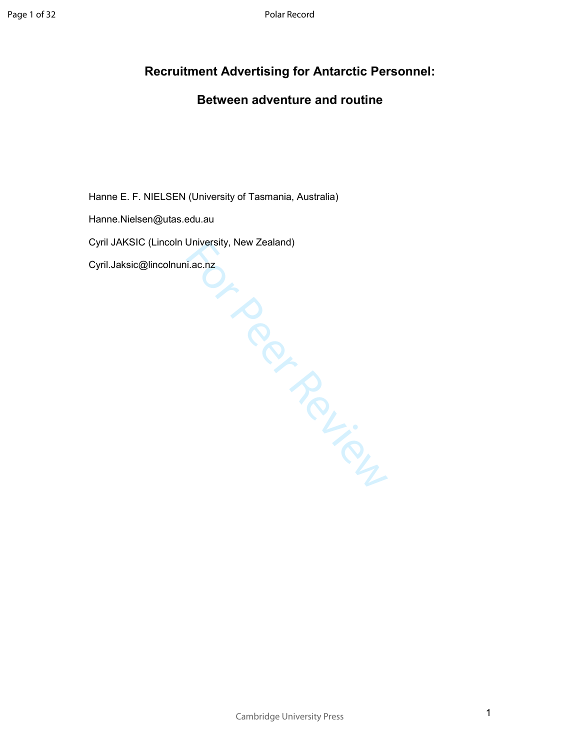# Recruitment Advertising for Antarctic Personnel:

# Between adventure and routine

Hanne E. F. NIELSEN (University of Tasmania, Australia)

Hanne.Nielsen@utas.edu.au

Cyril JAKSIC (Lincoln University, New Zealand)

Cyril.Jaksic@lincolnuni.ac.nz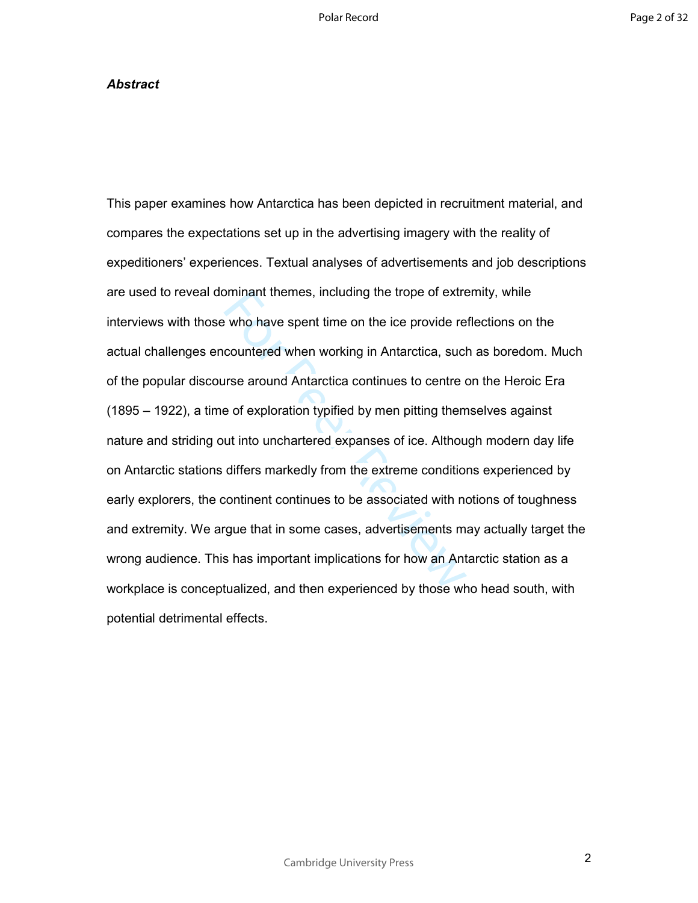***Abstract***

This paper examines how Antarctica has been depicted in recruitment material, and compares the expectations set up in the advertising imagery with the reality of expeditioners' experiences. Textual analyses of advertisements and job descriptions are used to reveal dominant themes, including the trope of extremity, while interviews with those who have spent time on the ice provide reflections on the actual challenges encountered when working in Antarctica, such as boredom. Much of the popular discourse around Antarctica continues to centre on the Heroic Era (1895 – 1922), a time of exploration typified by men pitting themselves against nature and striding out into unchartered expanses of ice. Although modern day life on Antarctic stations differs markedly from the extreme conditions experienced by early explorers, the continent continues to be associated with notions of toughness and extremity. We argue that in some cases, advertisements may actually target the wrong audience. This has important implications for how an Antarctic station as a workplace is conceptualized, and then experienced by those who head south, with potential detrimental effects.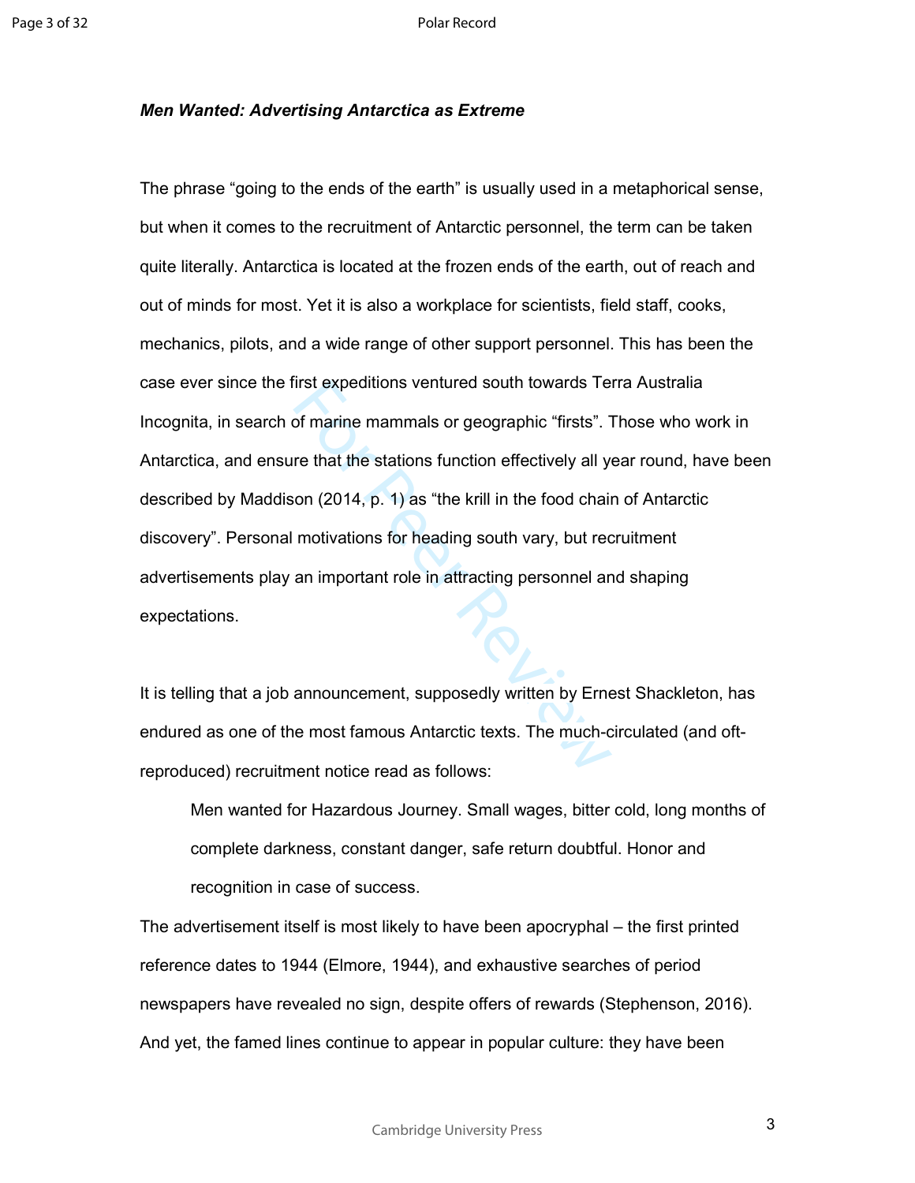***Men Wanted: Advertising Antarctica as Extreme***

The phrase “going to the ends of the earth” is usually used in a metaphorical sense, but when it comes to the recruitment of Antarctic personnel, the term can be taken quite literally. Antarctica is located at the frozen ends of the earth, out of reach and out of minds for most. Yet it is also a workplace for scientists, field staff, cooks, mechanics, pilots, and a wide range of other support personnel. This has been the case ever since the first expeditions ventured south towards Terra Australia Incognita, in search of marine mammals or geographic “firsts”. Those who work in Antarctica, and ensure that the stations function effectively all year round, have been described by Maddison (2014, p. 1) as “the krill in the food chain of Antarctic discovery”. Personal motivations for heading south vary, but recruitment advertisements play an important role in attracting personnel and shaping expectations.

It is telling that a job announcement, supposedly written by Ernest Shackleton, has endured as one of the most famous Antarctic texts. The much-circulated (and oft-reproduced) recruitment notice read as follows:

> Men wanted for Hazardous Journey. Small wages, bitter cold, long months of complete darkness, constant danger, safe return doubtful. Honor and recognition in case of success.

The advertisement itself is most likely to have been apocryphal – the first printed reference dates to 1944 (Elmore, 1944), and exhaustive searches of period newspapers have revealed no sign, despite offers of rewards (Stephenson, 2016). And yet, the famed lines continue to appear in popular culture: they have been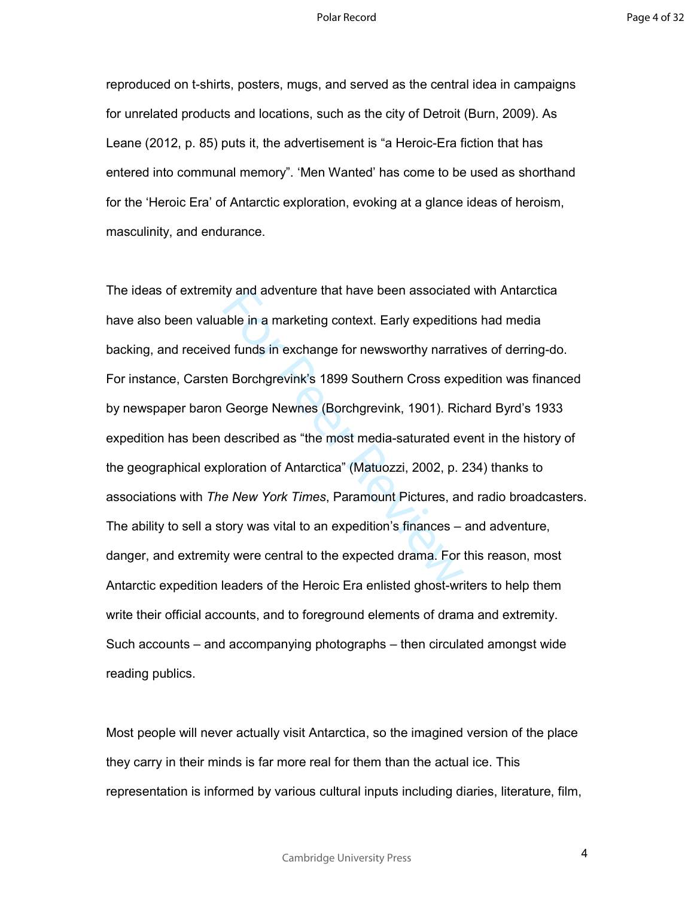reproduced on t-shirts, posters, mugs, and served as the central idea in campaigns for unrelated products and locations, such as the city of Detroit (Burn, 2009). As Leane (2012, p. 85) puts it, the advertisement is “a Heroic-Era fiction that has entered into communal memory”. ‘Men Wanted’ has come to be used as shorthand for the ‘Heroic Era’ of Antarctic exploration, evoking at a glance ideas of heroism, masculinity, and endurance.

The ideas of extremity and adventure that have been associated with Antarctica have also been valuable in a marketing context. Early expeditions had media backing, and received funds in exchange for newsworthy narratives of derring-do. For instance, Carsten Borchgrevink’s 1899 Southern Cross expedition was financed by newspaper baron George Newnes (Borchgrevink, 1901). Richard Byrd’s 1933 expedition has been described as “the most media-saturated event in the history of the geographical exploration of Antarctica” (Matuozzi, 2002, p. 234) thanks to associations with *The New York Times*, Paramount Pictures, and radio broadcasters. The ability to sell a story was vital to an expedition’s finances – and adventure, danger, and extremity were central to the expected drama. For this reason, most Antarctic expedition leaders of the Heroic Era enlisted ghost-writers to help them write their official accounts, and to foreground elements of drama and extremity. Such accounts – and accompanying photographs – then circulated amongst wide reading publics.

Most people will never actually visit Antarctica, so the imagined version of the place they carry in their minds is far more real for them than the actual ice. This representation is informed by various cultural inputs including diaries, literature, film,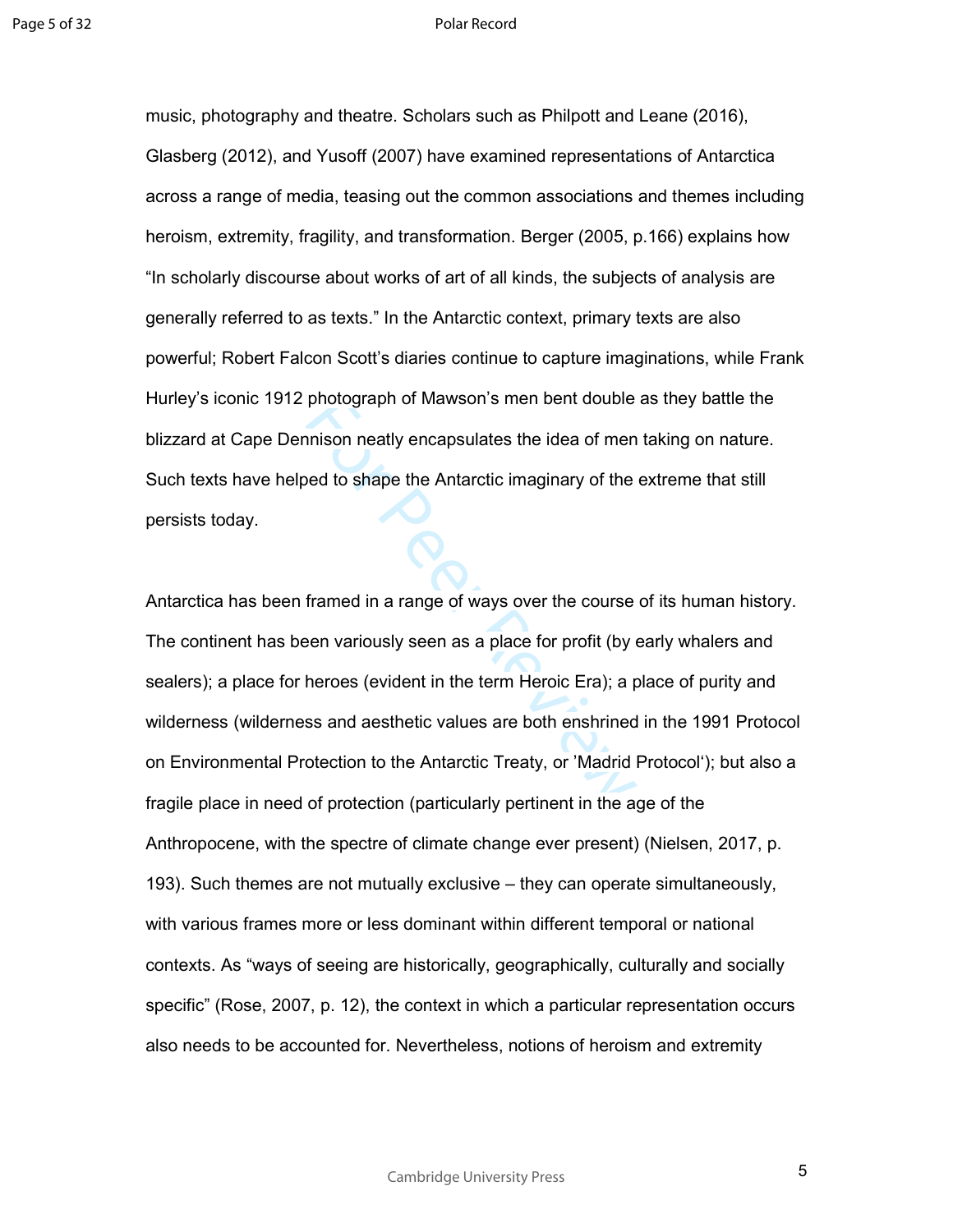music, photography and theatre. Scholars such as Philpott and Leane (2016), Glasberg (2012), and Yusoff (2007) have examined representations of Antarctica across a range of media, teasing out the common associations and themes including heroism, extremity, fragility, and transformation. Berger (2005, p.166) explains how "In scholarly discourse about works of art of all kinds, the subjects of analysis are generally referred to as texts." In the Antarctic context, primary texts are also powerful; Robert Falcon Scott's diaries continue to capture imaginations, while Frank Hurley's iconic 1912 photograph of Mawson's men bent double as they battle the blizzard at Cape Dennison neatly encapsulates the idea of men taking on nature. Such texts have helped to shape the Antarctic imaginary of the extreme that still persists today.

Antarctica has been framed in a range of ways over the course of its human history. The continent has been variously seen as a place for profit (by early whalers and sealers); a place for heroes (evident in the term Heroic Era); a place of purity and wilderness (wilderness and aesthetic values are both enshrined in the 1991 Protocol on Environmental Protection to the Antarctic Treaty, or 'Madrid Protocol'); but also a fragile place in need of protection (particularly pertinent in the age of the Anthropocene, with the spectre of climate change ever present) (Nielsen, 2017, p. 193). Such themes are not mutually exclusive – they can operate simultaneously, with various frames more or less dominant within different temporal or national contexts. As "ways of seeing are historically, geographically, culturally and socially specific" (Rose, 2007, p. 12), the context in which a particular representation occurs also needs to be accounted for. Nevertheless, notions of heroism and extremity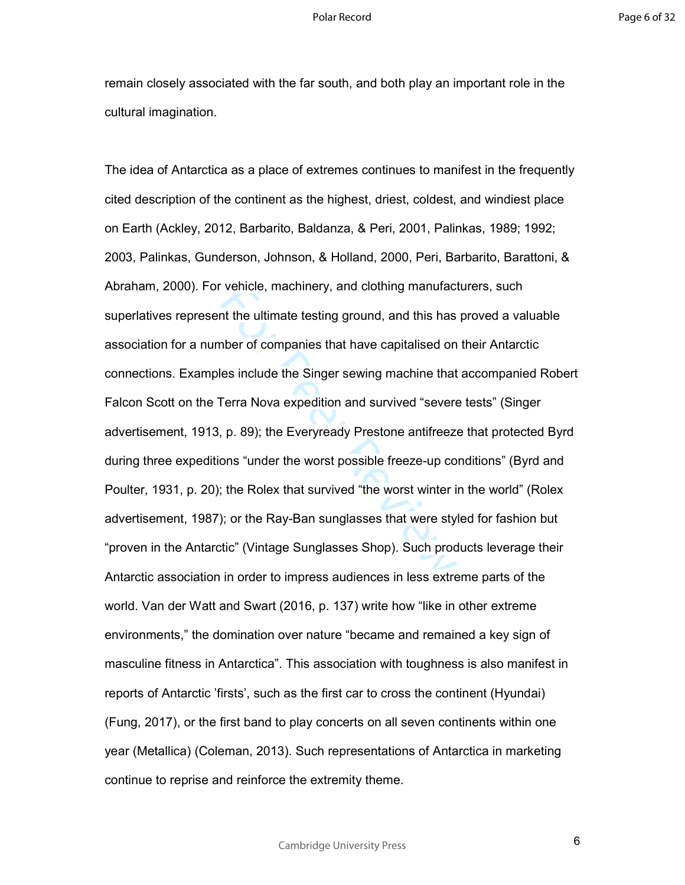remain closely associated with the far south, and both play an important role in the cultural imagination.

The idea of Antarctica as a place of extremes continues to manifest in the frequently cited description of the continent as the highest, driest, coldest, and windiest place on Earth (Ackley, 2012, Barbarito, Baldanza, & Peri, 2001, Palinkas, 1989; 1992; 2003, Palinkas, Gunderson, Johnson, & Holland, 2000, Peri, Barbarito, Barattoni, & Abraham, 2000). For vehicle, machinery, and clothing manufacturers, such superlatives represent the ultimate testing ground, and this has proved a valuable association for a number of companies that have capitalised on their Antarctic connections. Examples include the Singer sewing machine that accompanied Robert Falcon Scott on the Terra Nova expedition and survived "severe tests" (Singer advertisement, 1913, p. 89); the Everyready Prestone antifreeze that protected Byrd during three expeditions "under the worst possible freeze-up conditions" (Byrd and Poulter, 1931, p. 20); the Rolex that survived "the worst winter in the world" (Rolex advertisement, 1987); or the Ray-Ban sunglasses that were styled for fashion but "proven in the Antarctic" (Vintage Sunglasses Shop). Such products leverage their Antarctic association in order to impress audiences in less extreme parts of the world. Van der Watt and Swart (2016, p. 137) write how "like in other extreme environments," the domination over nature "became and remained a key sign of masculine fitness in Antarctica". This association with toughness is also manifest in reports of Antarctic 'firsts', such as the first car to cross the continent (Hyundai) (Fung, 2017), or the first band to play concerts on all seven continents within one year (Metallica) (Coleman, 2013). Such representations of Antarctica in marketing continue to reprise and reinforce the extremity theme.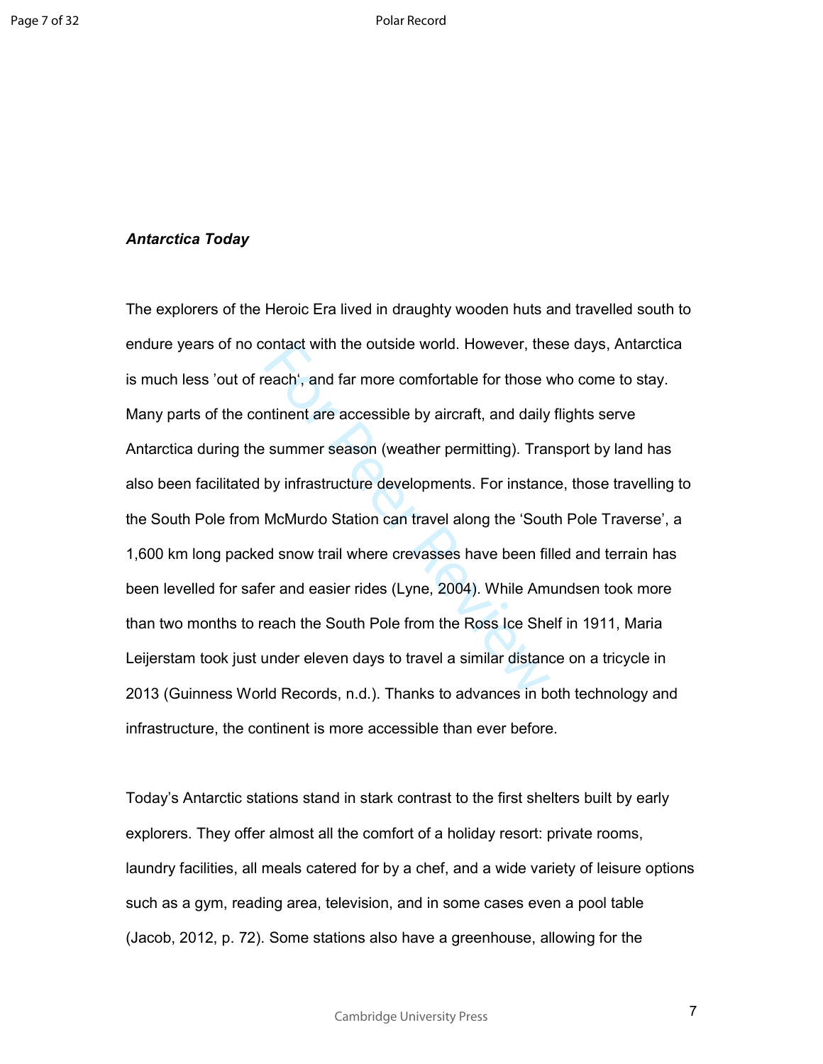***Antarctica Today***

The explorers of the Heroic Era lived in draughty wooden huts and travelled south to endure years of no contact with the outside world. However, these days, Antarctica is much less 'out of reach', and far more comfortable for those who come to stay. Many parts of the continent are accessible by aircraft, and daily flights serve Antarctica during the summer season (weather permitting). Transport by land has also been facilitated by infrastructure developments. For instance, those travelling to the South Pole from McMurdo Station can travel along the 'South Pole Traverse', a 1,600 km long packed snow trail where crevasses have been filled and terrain has been levelled for safer and easier rides (Lyne, 2004). While Amundsen took more than two months to reach the South Pole from the Ross Ice Shelf in 1911, Maria Leijerstam took just under eleven days to travel a similar distance on a tricycle in 2013 (Guinness World Records, n.d.). Thanks to advances in both technology and infrastructure, the continent is more accessible than ever before.

Today's Antarctic stations stand in stark contrast to the first shelters built by early explorers. They offer almost all the comfort of a holiday resort: private rooms, laundry facilities, all meals catered for by a chef, and a wide variety of leisure options such as a gym, reading area, television, and in some cases even a pool table (Jacob, 2012, p. 72). Some stations also have a greenhouse, allowing for the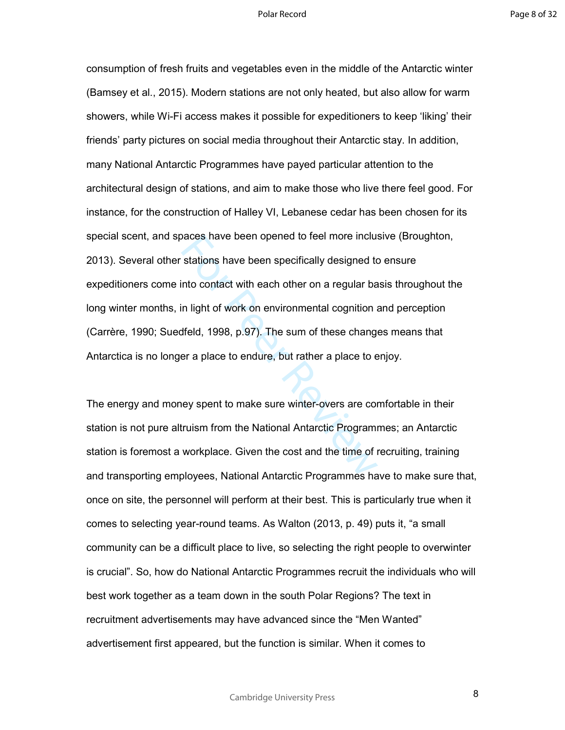consumption of fresh fruits and vegetables even in the middle of the Antarctic winter (Bamsey et al., 2015). Modern stations are not only heated, but also allow for warm showers, while Wi-Fi access makes it possible for expeditioners to keep 'liking' their friends' party pictures on social media throughout their Antarctic stay. In addition, many National Antarctic Programmes have payed particular attention to the architectural design of stations, and aim to make those who live there feel good. For instance, for the construction of Halley VI, Lebanese cedar has been chosen for its special scent, and spaces have been opened to feel more inclusive (Broughton, 2013). Several other stations have been specifically designed to ensure expeditioners come into contact with each other on a regular basis throughout the long winter months, in light of work on environmental cognition and perception (Carrère, 1990; Suedfeld, 1998, p.97). The sum of these changes means that Antarctica is no longer a place to endure, but rather a place to enjoy.

The energy and money spent to make sure winter-overs are comfortable in their station is not pure altruism from the National Antarctic Programmes; an Antarctic station is foremost a workplace. Given the cost and the time of recruiting, training and transporting employees, National Antarctic Programmes have to make sure that, once on site, the personnel will perform at their best. This is particularly true when it comes to selecting year-round teams. As Walton (2013, p. 49) puts it, "a small community can be a difficult place to live, so selecting the right people to overwinter is crucial". So, how do National Antarctic Programmes recruit the individuals who will best work together as a team down in the south Polar Regions? The text in recruitment advertisements may have advanced since the "Men Wanted" advertisement first appeared, but the function is similar. When it comes to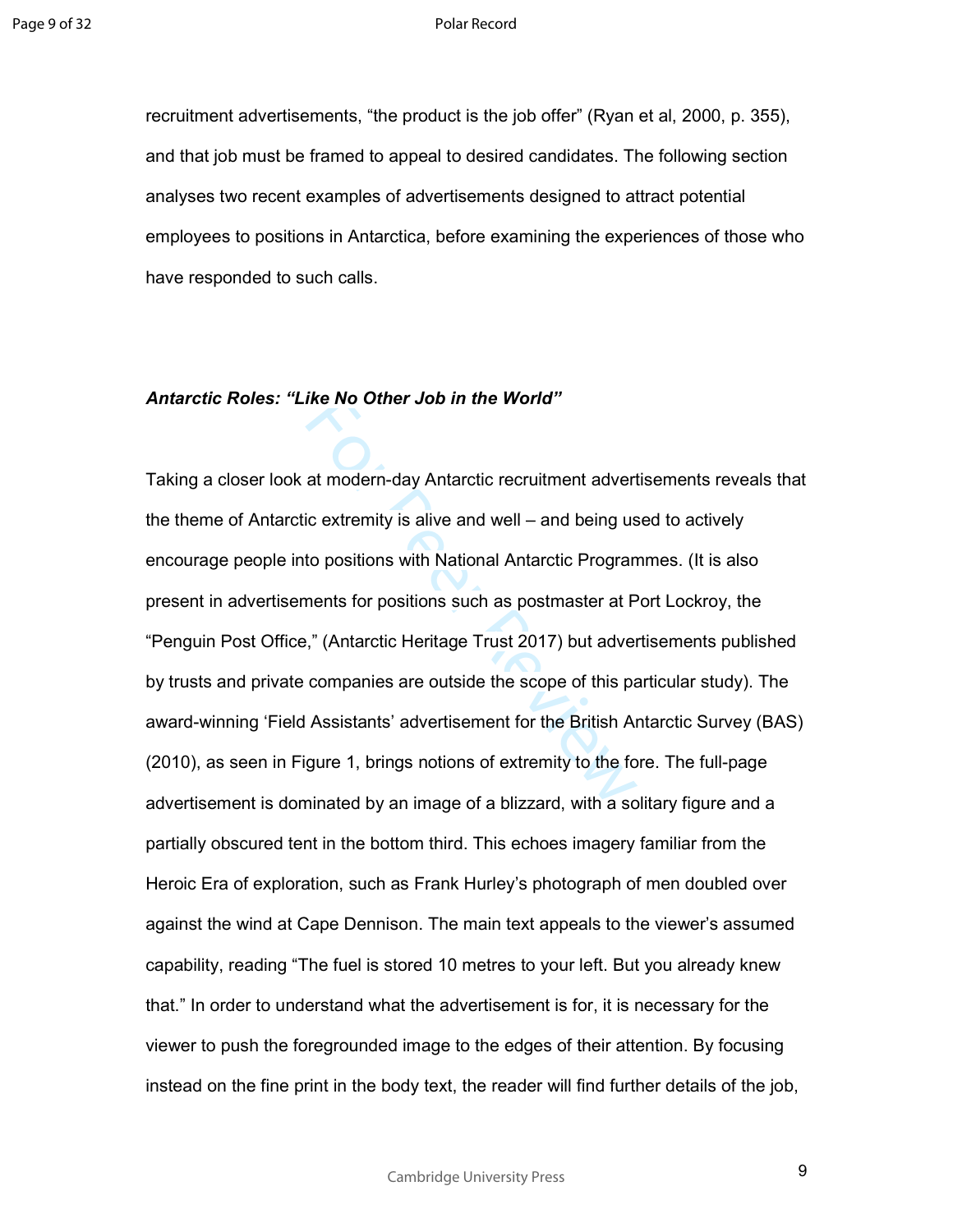recruitment advertisements, "the product is the job offer" (Ryan et al, 2000, p. 355), and that job must be framed to appeal to desired candidates. The following section analyses two recent examples of advertisements designed to attract potential employees to positions in Antarctica, before examining the experiences of those who have responded to such calls.

### ***Antarctic Roles: "Like No Other Job in the World"***

Taking a closer look at modern-day Antarctic recruitment advertisements reveals that the theme of Antarctic extremity is alive and well – and being used to actively encourage people into positions with National Antarctic Programmes. (It is also present in advertisements for positions such as postmaster at Port Lockroy, the "Penguin Post Office," (Antarctic Heritage Trust 2017) but advertisements published by trusts and private companies are outside the scope of this particular study). The award-winning 'Field Assistants' advertisement for the British Antarctic Survey (BAS) (2010), as seen in Figure 1, brings notions of extremity to the fore. The full-page advertisement is dominated by an image of a blizzard, with a solitary figure and a partially obscured tent in the bottom third. This echoes imagery familiar from the Heroic Era of exploration, such as Frank Hurley's photograph of men doubled over against the wind at Cape Dennison. The main text appeals to the viewer's assumed capability, reading "The fuel is stored 10 metres to your left. But you already knew that." In order to understand what the advertisement is for, it is necessary for the viewer to push the foregrounded image to the edges of their attention. By focusing instead on the fine print in the body text, the reader will find further details of the job,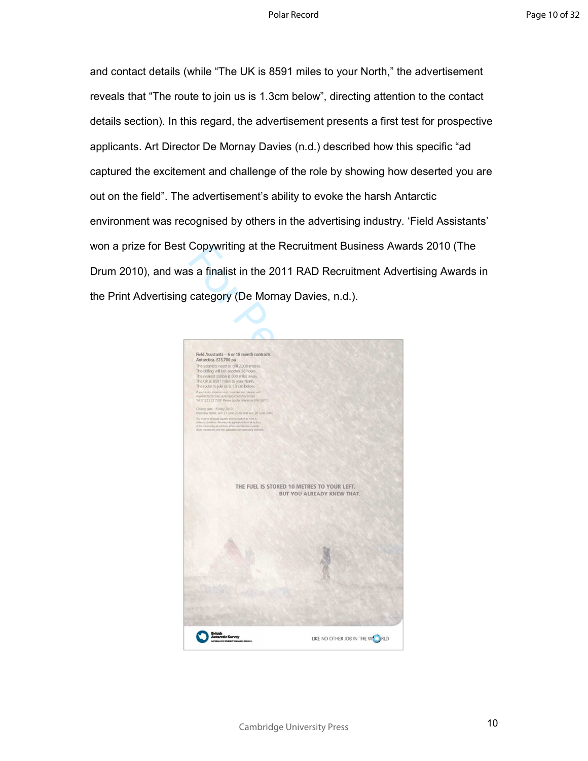and contact details (while “The UK is 8591 miles to your North,” the advertisement reveals that “The route to join us is 1.3cm below”, directing attention to the contact details section). In this regard, the advertisement presents a first test for prospective applicants. Art Director De Mornay Davies (n.d.) described how this specific “ad captured the excitement and challenge of the role by showing how deserted you are out on the field”. The advertisement’s ability to evoke the harsh Antarctic environment was recognised by others in the advertising industry. ‘Field Assistants’ won a prize for Best Copywriting at the Recruitment Business Awards 2010 (The Drum 2010), and was a finalist in the 2011 RAD Recruitment Advertising Awards in the Print Advertising category (De Mornay Davies, n.d.).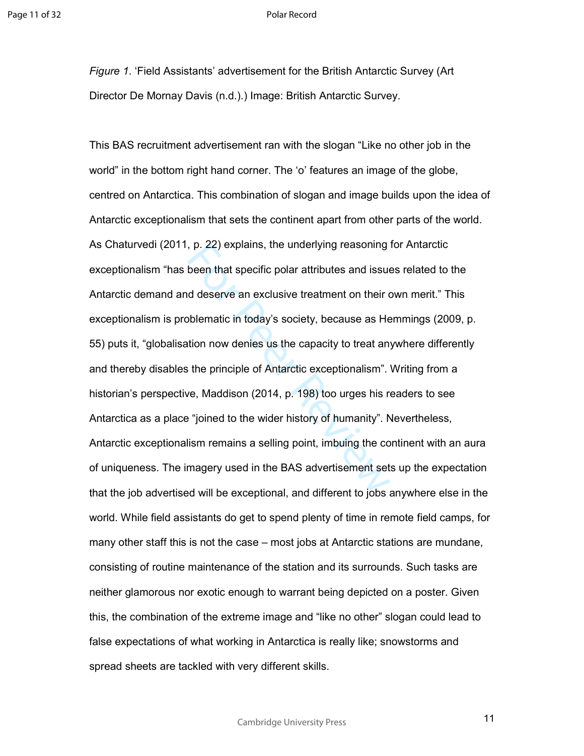*Figure 1*. 'Field Assistants' advertisement for the British Antarctic Survey (Art Director De Mornay Davis (n.d.).) Image: British Antarctic Survey.

This BAS recruitment advertisement ran with the slogan "Like no other job in the world" in the bottom right hand corner. The 'o' features an image of the globe, centred on Antarctica. This combination of slogan and image builds upon the idea of Antarctic exceptionalism that sets the continent apart from other parts of the world. As Chaturvedi (2011, p. 22) explains, the underlying reasoning for Antarctic exceptionalism "has been that specific polar attributes and issues related to the Antarctic demand and deserve an exclusive treatment on their own merit." This exceptionalism is problematic in today's society, because as Hemmings (2009, p. 55) puts it, "globalisation now denies us the capacity to treat anywhere differently and thereby disables the principle of Antarctic exceptionalism". Writing from a historian's perspective, Maddison (2014, p. 198) too urges his readers to see Antarctica as a place "joined to the wider history of humanity". Nevertheless, Antarctic exceptionalism remains a selling point, imbuing the continent with an aura of uniqueness. The imagery used in the BAS advertisement sets up the expectation that the job advertised will be exceptional, and different to jobs anywhere else in the world. While field assistants do get to spend plenty of time in remote field camps, for many other staff this is not the case – most jobs at Antarctic stations are mundane, consisting of routine maintenance of the station and its surrounds. Such tasks are neither glamorous nor exotic enough to warrant being depicted on a poster. Given this, the combination of the extreme image and "like no other" slogan could lead to false expectations of what working in Antarctica is really like; snowstorms and spread sheets are tackled with very different skills.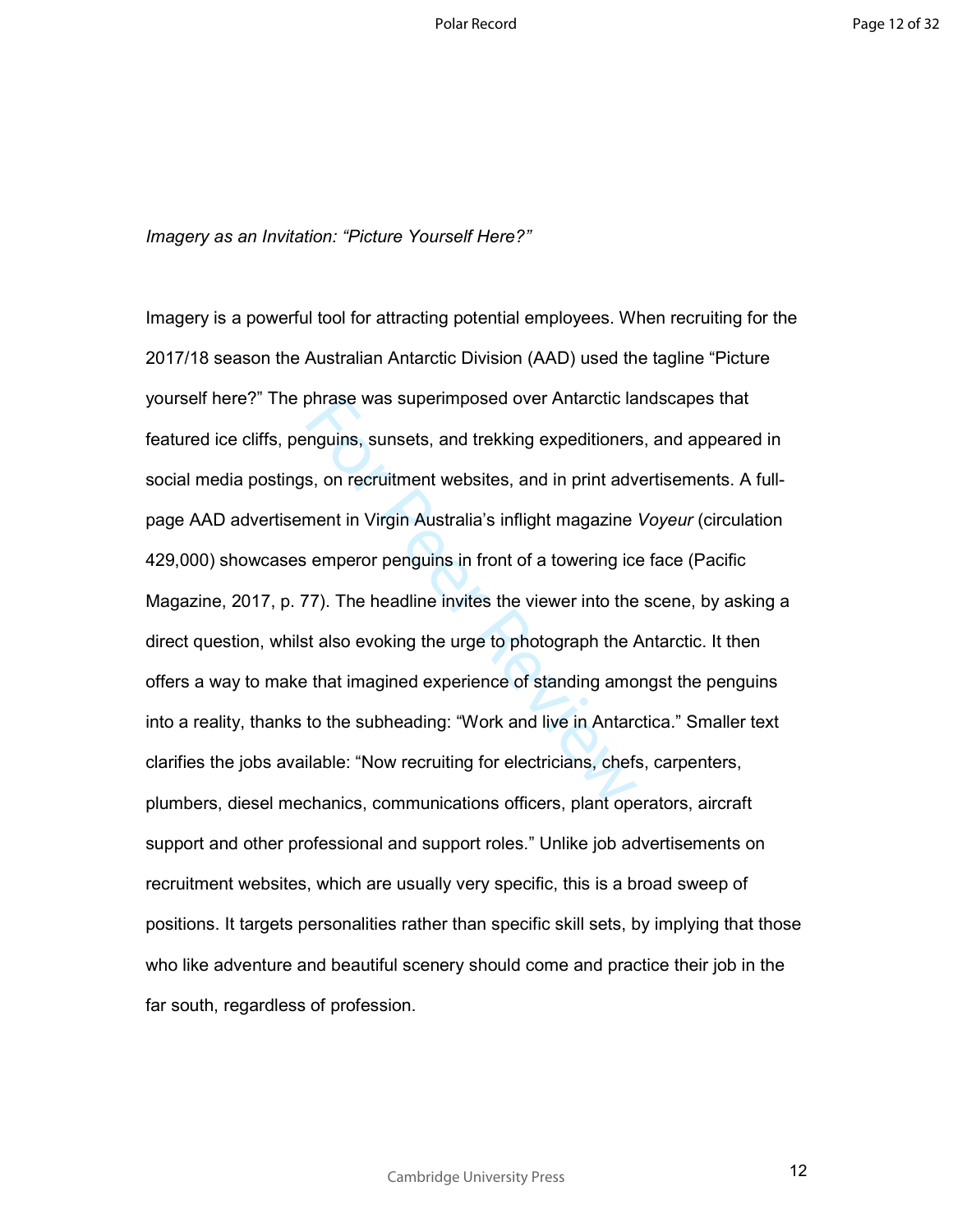*Imagery as an Invitation: “Picture Yourself Here?”*

Imagery is a powerful tool for attracting potential employees. When recruiting for the 2017/18 season the Australian Antarctic Division (AAD) used the tagline “Picture yourself here?” The phrase was superimposed over Antarctic landscapes that featured ice cliffs, penguins, sunsets, and trekking expeditioners, and appeared in social media postings, on recruitment websites, and in print advertisements. A full-page AAD advertisement in Virgin Australia’s inflight magazine *Voyeur* (circulation 429,000) showcases emperor penguins in front of a towering ice face (Pacific Magazine, 2017, p. 77). The headline invites the viewer into the scene, by asking a direct question, whilst also evoking the urge to photograph the Antarctic. It then offers a way to make that imagined experience of standing amongst the penguins into a reality, thanks to the subheading: “Work and live in Antarctica.” Smaller text clarifies the jobs available: “Now recruiting for electricians, chefs, carpenters, plumbers, diesel mechanics, communications officers, plant operators, aircraft support and other professional and support roles.” Unlike job advertisements on recruitment websites, which are usually very specific, this is a broad sweep of positions. It targets personalities rather than specific skill sets, by implying that those who like adventure and beautiful scenery should come and practice their job in the far south, regardless of profession.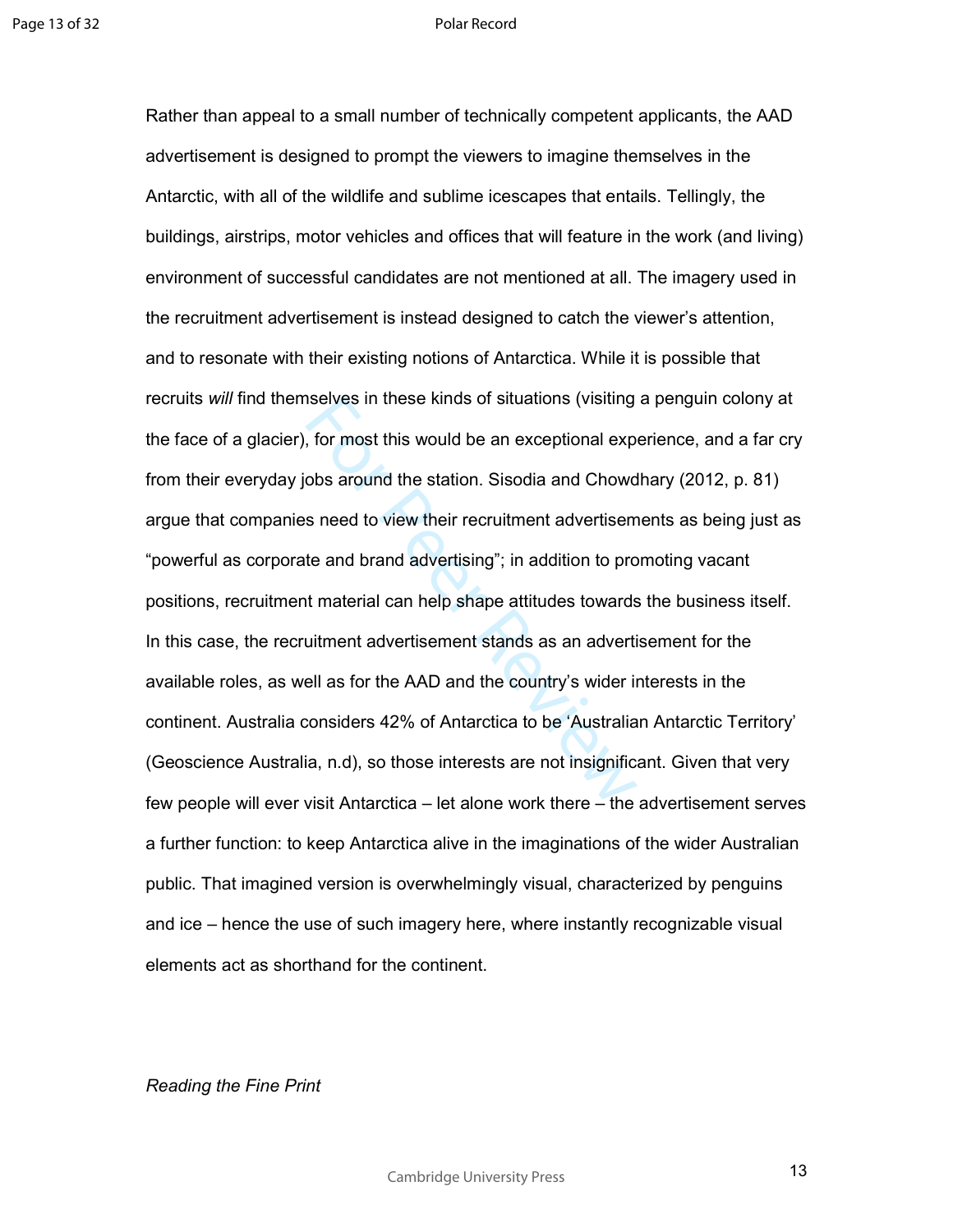Rather than appeal to a small number of technically competent applicants, the AAD advertisement is designed to prompt the viewers to imagine themselves in the Antarctic, with all of the wildlife and sublime icescapes that entails. Tellingly, the buildings, airstrips, motor vehicles and offices that will feature in the work (and living) environment of successful candidates are not mentioned at all. The imagery used in the recruitment advertisement is instead designed to catch the viewer's attention, and to resonate with their existing notions of Antarctica. While it is possible that recruits *will* find themselves in these kinds of situations (visiting a penguin colony at the face of a glacier), for most this would be an exceptional experience, and a far cry from their everyday jobs around the station. Sisodia and Chowdhary (2012, p. 81) argue that companies need to view their recruitment advertisements as being just as "powerful as corporate and brand advertising"; in addition to promoting vacant positions, recruitment material can help shape attitudes towards the business itself. In this case, the recruitment advertisement stands as an advertisement for the available roles, as well as for the AAD and the country's wider interests in the continent. Australia considers 42% of Antarctica to be 'Australian Antarctic Territory' (Geoscience Australia, n.d), so those interests are not insignificant. Given that very few people will ever visit Antarctica – let alone work there – the advertisement serves a further function: to keep Antarctica alive in the imaginations of the wider Australian public. That imagined version is overwhelmingly visual, characterized by penguins and ice – hence the use of such imagery here, where instantly recognizable visual elements act as shorthand for the continent.

*Reading the Fine Print*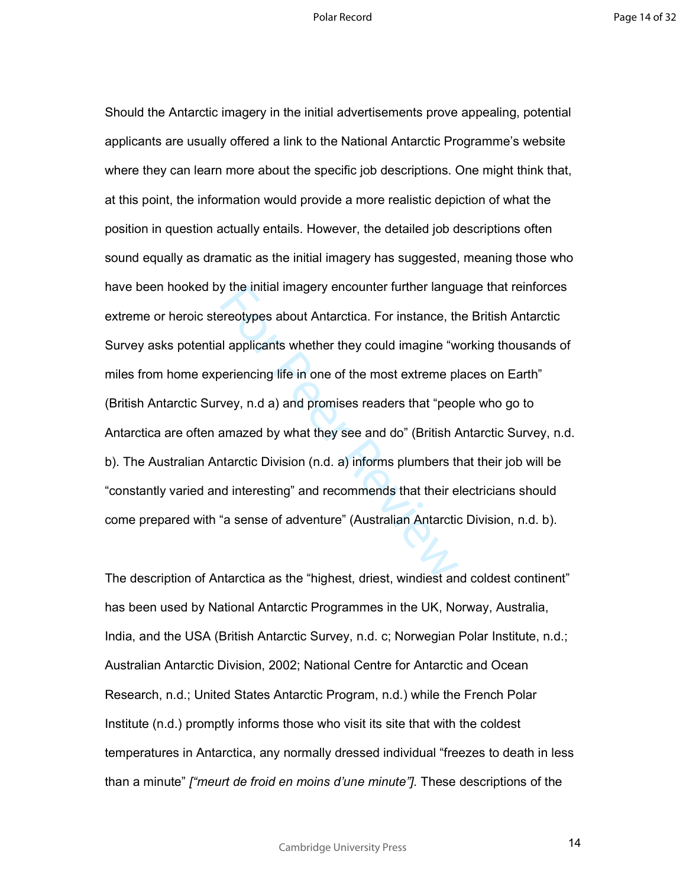Should the Antarctic imagery in the initial advertisements prove appealing, potential applicants are usually offered a link to the National Antarctic Programme's website where they can learn more about the specific job descriptions. One might think that, at this point, the information would provide a more realistic depiction of what the position in question actually entails. However, the detailed job descriptions often sound equally as dramatic as the initial imagery has suggested, meaning those who have been hooked by the initial imagery encounter further language that reinforces extreme or heroic stereotypes about Antarctica. For instance, the British Antarctic Survey asks potential applicants whether they could imagine "working thousands of miles from home experiencing life in one of the most extreme places on Earth" (British Antarctic Survey, n.d a) and promises readers that "people who go to Antarctica are often amazed by what they see and do" (British Antarctic Survey, n.d. b). The Australian Antarctic Division (n.d. a) informs plumbers that their job will be "constantly varied and interesting" and recommends that their electricians should come prepared with "a sense of adventure" (Australian Antarctic Division, n.d. b).

The description of Antarctica as the "highest, driest, windiest and coldest continent" has been used by National Antarctic Programmes in the UK, Norway, Australia, India, and the USA (British Antarctic Survey, n.d. c; Norwegian Polar Institute, n.d.; Australian Antarctic Division, 2002; National Centre for Antarctic and Ocean Research, n.d.; United States Antarctic Program, n.d.) while the French Polar Institute (n.d.) promptly informs those who visit its site that with the coldest temperatures in Antarctica, any normally dressed individual "freezes to death in less than a minute" *["meurt de froid en moins d'une minute"].* These descriptions of the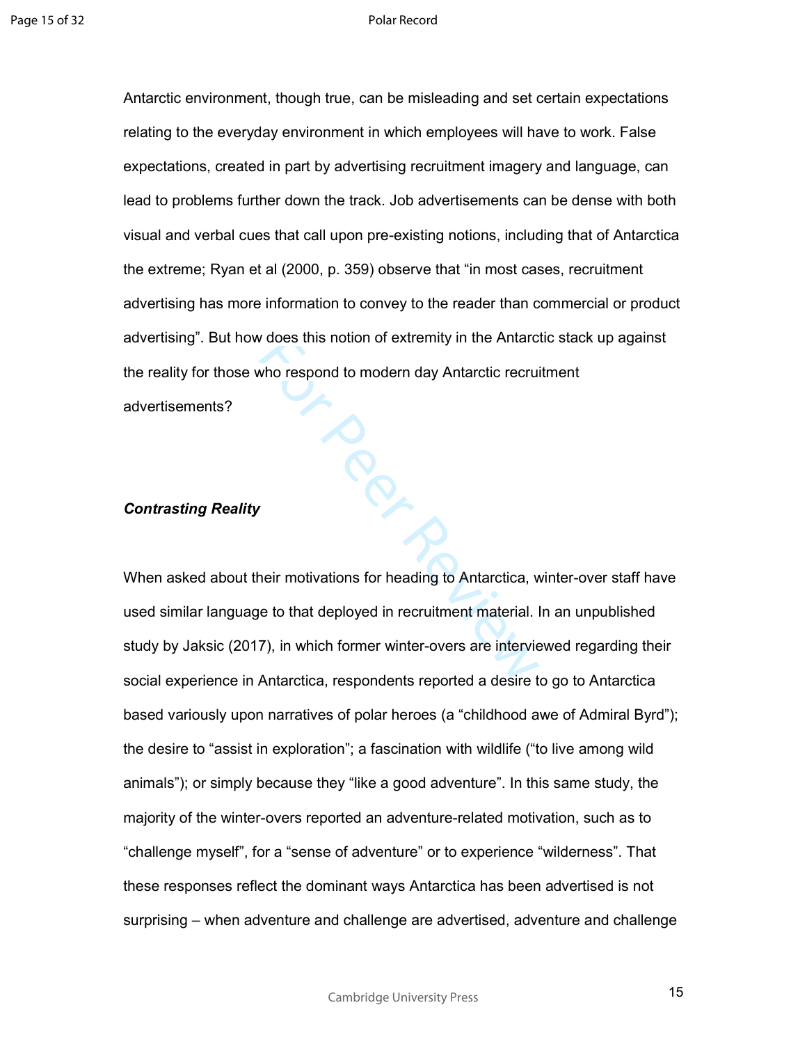Antarctic environment, though true, can be misleading and set certain expectations relating to the everyday environment in which employees will have to work. False expectations, created in part by advertising recruitment imagery and language, can lead to problems further down the track. Job advertisements can be dense with both visual and verbal cues that call upon pre-existing notions, including that of Antarctica the extreme; Ryan et al (2000, p. 359) observe that "in most cases, recruitment advertising has more information to convey to the reader than commercial or product advertising". But how does this notion of extremity in the Antarctic stack up against the reality for those who respond to modern day Antarctic recruitment advertisements?

### *Contrasting Reality*

When asked about their motivations for heading to Antarctica, winter-over staff have used similar language to that deployed in recruitment material. In an unpublished study by Jaksic (2017), in which former winter-overs are interviewed regarding their social experience in Antarctica, respondents reported a desire to go to Antarctica based variously upon narratives of polar heroes (a "childhood awe of Admiral Byrd"); the desire to "assist in exploration"; a fascination with wildlife ("to live among wild animals"); or simply because they "like a good adventure". In this same study, the majority of the winter-overs reported an adventure-related motivation, such as to "challenge myself", for a "sense of adventure" or to experience "wilderness". That these responses reflect the dominant ways Antarctica has been advertised is not surprising – when adventure and challenge are advertised, adventure and challenge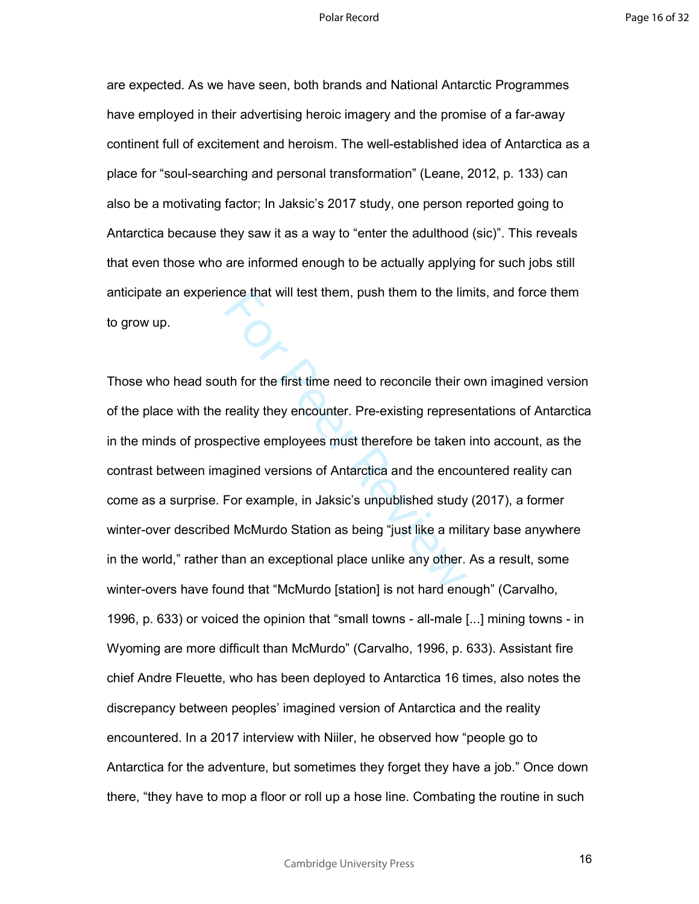are expected. As we have seen, both brands and National Antarctic Programmes have employed in their advertising heroic imagery and the promise of a far-away continent full of excitement and heroism. The well-established idea of Antarctica as a place for "soul-searching and personal transformation" (Leane, 2012, p. 133) can also be a motivating factor; In Jaksic's 2017 study, one person reported going to Antarctica because they saw it as a way to "enter the adulthood (sic)". This reveals that even those who are informed enough to be actually applying for such jobs still anticipate an experience that will test them, push them to the limits, and force them to grow up.

Those who head south for the first time need to reconcile their own imagined version of the place with the reality they encounter. Pre-existing representations of Antarctica in the minds of prospective employees must therefore be taken into account, as the contrast between imagined versions of Antarctica and the encountered reality can come as a surprise. For example, in Jaksic's unpublished study (2017), a former winter-over described McMurdo Station as being "just like a military base anywhere in the world," rather than an exceptional place unlike any other. As a result, some winter-overs have found that "McMurdo [station] is not hard enough" (Carvalho, 1996, p. 633) or voiced the opinion that "small towns - all-male [...] mining towns - in Wyoming are more difficult than McMurdo" (Carvalho, 1996, p. 633). Assistant fire chief Andre Fleuette, who has been deployed to Antarctica 16 times, also notes the discrepancy between peoples' imagined version of Antarctica and the reality encountered. In a 2017 interview with Niiler, he observed how "people go to Antarctica for the adventure, but sometimes they forget they have a job." Once down there, "they have to mop a floor or roll up a hose line. Combating the routine in such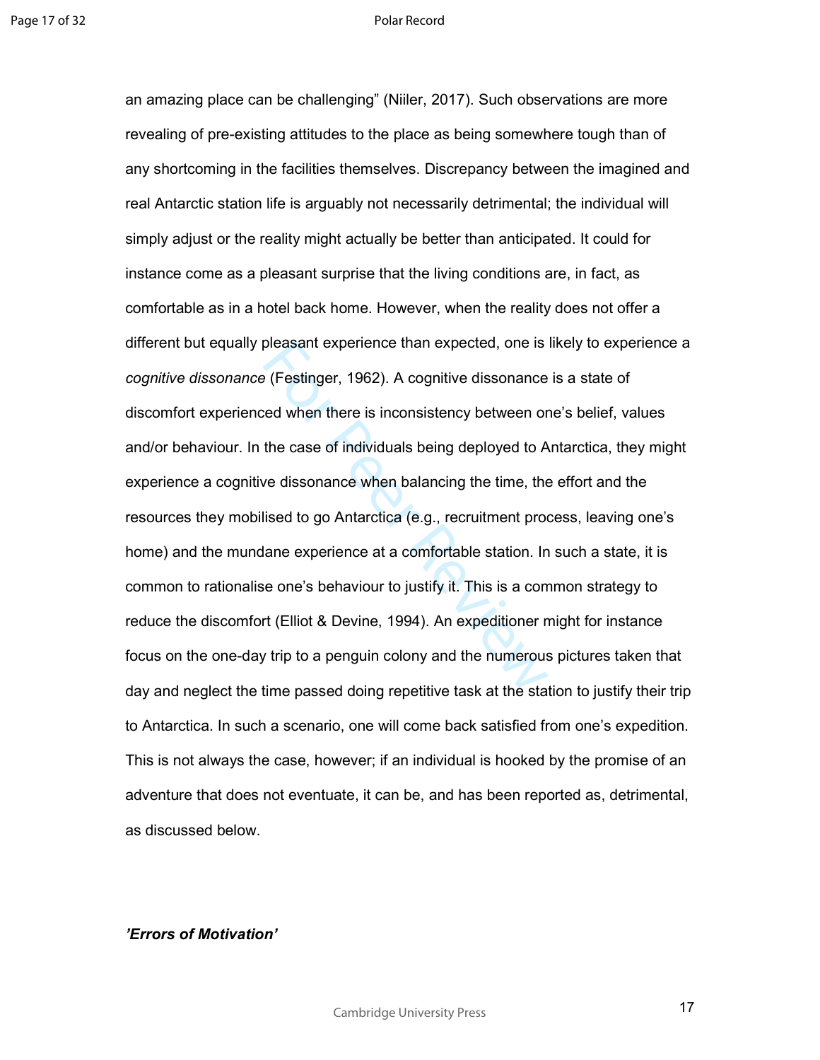an amazing place can be challenging" (Niiler, 2017). Such observations are more revealing of pre-existing attitudes to the place as being somewhere tough than of any shortcoming in the facilities themselves. Discrepancy between the imagined and real Antarctic station life is arguably not necessarily detrimental; the individual will simply adjust or the reality might actually be better than anticipated. It could for instance come as a pleasant surprise that the living conditions are, in fact, as comfortable as in a hotel back home. However, when the reality does not offer a different but equally pleasant experience than expected, one is likely to experience a *cognitive dissonance* (Festinger, 1962). A cognitive dissonance is a state of discomfort experienced when there is inconsistency between one's belief, values and/or behaviour. In the case of individuals being deployed to Antarctica, they might experience a cognitive dissonance when balancing the time, the effort and the resources they mobilised to go Antarctica (e.g., recruitment process, leaving one's home) and the mundane experience at a comfortable station. In such a state, it is common to rationalise one's behaviour to justify it. This is a common strategy to reduce the discomfort (Elliot & Devine, 1994). An expeditioner might for instance focus on the one-day trip to a penguin colony and the numerous pictures taken that day and neglect the time passed doing repetitive task at the station to justify their trip to Antarctica. In such a scenario, one will come back satisfied from one's expedition. This is not always the case, however; if an individual is hooked by the promise of an adventure that does not eventuate, it can be, and has been reported as, detrimental, as discussed below.

### *'Errors of Motivation'*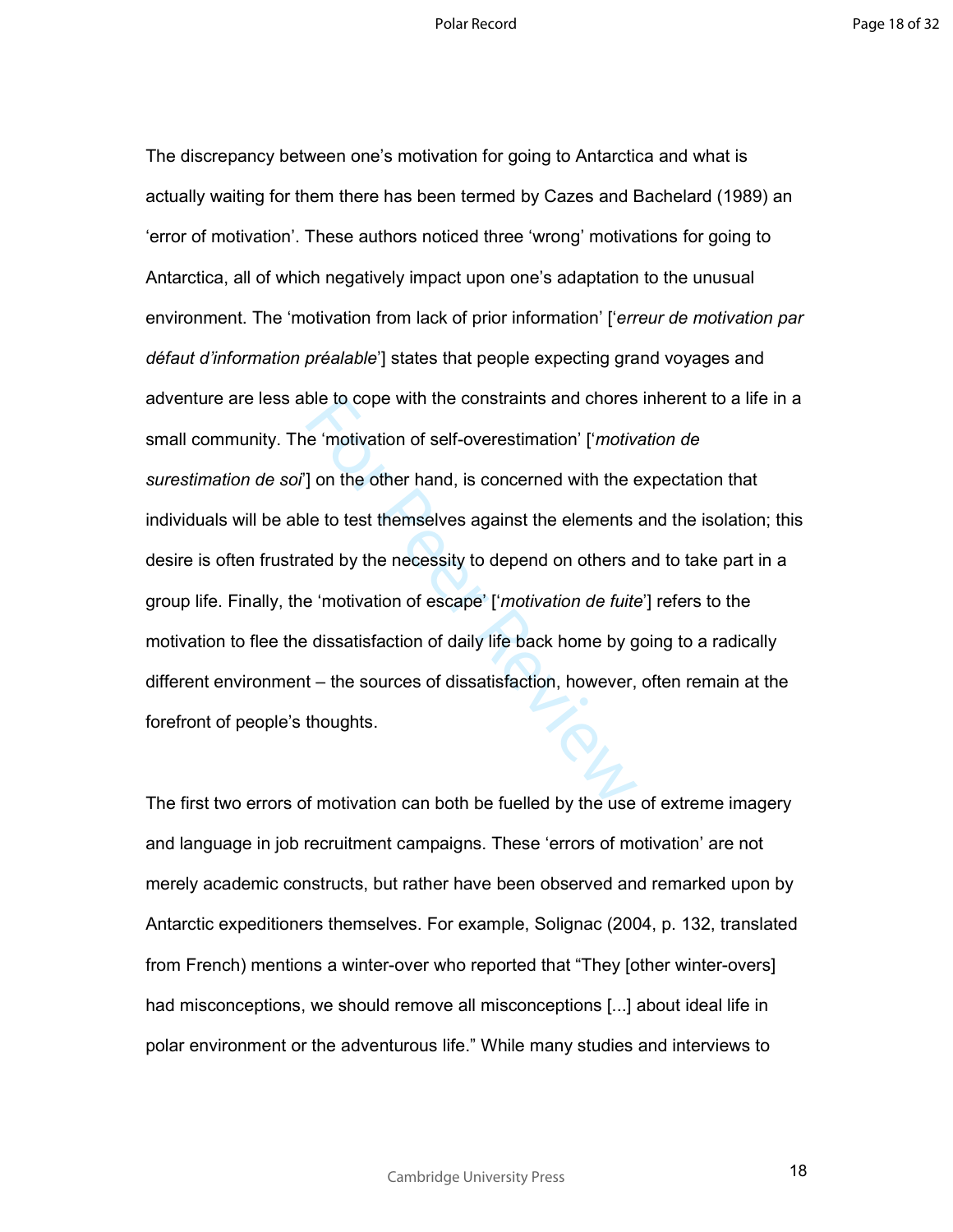The discrepancy between one’s motivation for going to Antarctica and what is actually waiting for them there has been termed by Cazes and Bachelard (1989) an ‘error of motivation’. These authors noticed three ‘wrong’ motivations for going to Antarctica, all of which negatively impact upon one’s adaptation to the unusual environment. The ‘motivation from lack of prior information’ [‘*erreur de motivation par défaut d’information préalable*’] states that people expecting grand voyages and adventure are less able to cope with the constraints and chores inherent to a life in a small community. The ‘motivation of self-overestimation’ [‘*motivation de surestimation de soi*’] on the other hand, is concerned with the expectation that individuals will be able to test themselves against the elements and the isolation; this desire is often frustrated by the necessity to depend on others and to take part in a group life. Finally, the ‘motivation of escape’ [‘*motivation de fuite*’] refers to the motivation to flee the dissatisfaction of daily life back home by going to a radically different environment – the sources of dissatisfaction, however, often remain at the forefront of people’s thoughts.

The first two errors of motivation can both be fuelled by the use of extreme imagery and language in job recruitment campaigns. These ‘errors of motivation’ are not merely academic constructs, but rather have been observed and remarked upon by Antarctic expeditioners themselves. For example, Solignac (2004, p. 132, translated from French) mentions a winter-over who reported that “They [other winter-overs] had misconceptions, we should remove all misconceptions [...] about ideal life in polar environment or the adventurous life.” While many studies and interviews to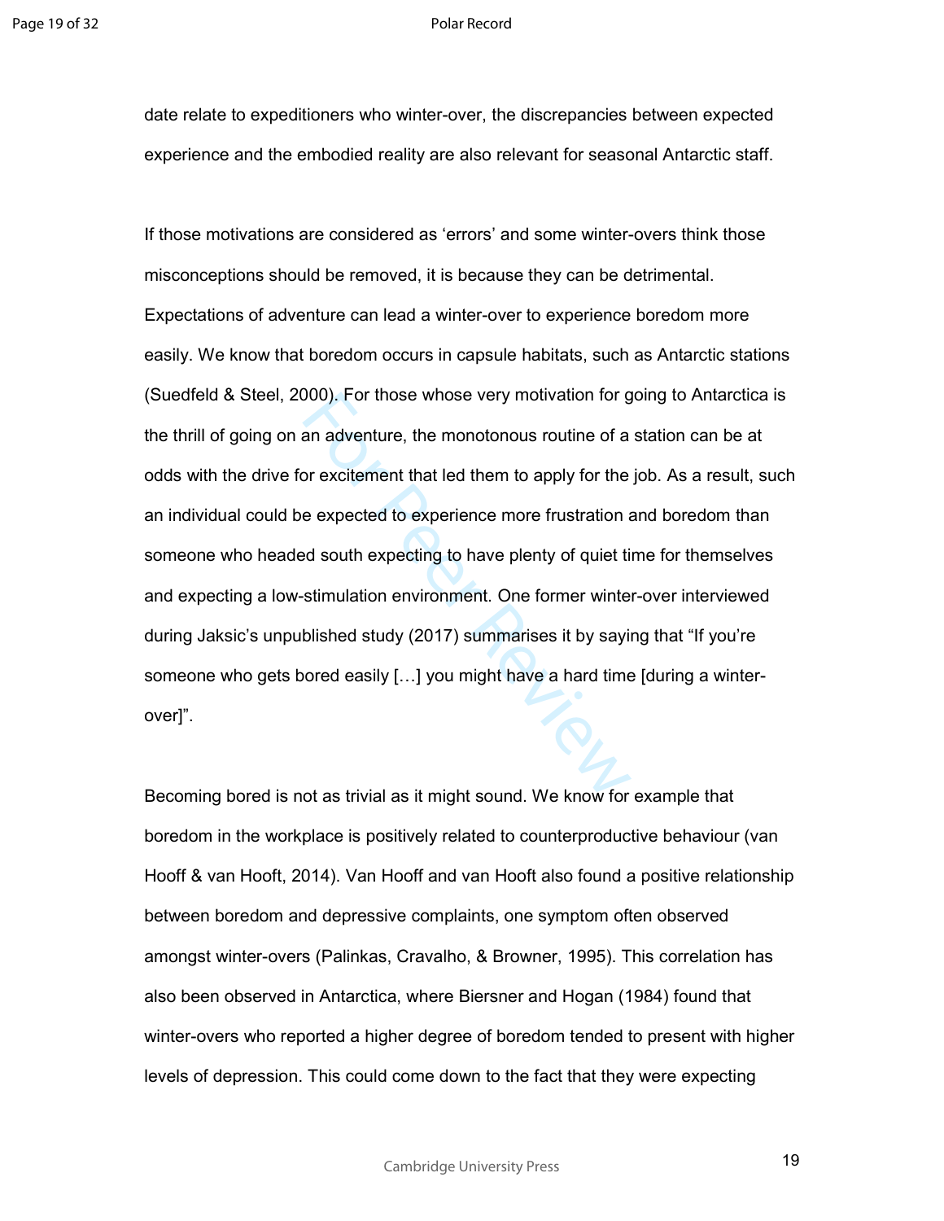date relate to expeditioners who winter-over, the discrepancies between expected experience and the embodied reality are also relevant for seasonal Antarctic staff.

If those motivations are considered as 'errors' and some winter-overs think those misconceptions should be removed, it is because they can be detrimental. Expectations of adventure can lead a winter-over to experience boredom more easily. We know that boredom occurs in capsule habitats, such as Antarctic stations (Suedfeld & Steel, 2000). For those whose very motivation for going to Antarctica is the thrill of going on an adventure, the monotonous routine of a station can be at odds with the drive for excitement that led them to apply for the job. As a result, such an individual could be expected to experience more frustration and boredom than someone who headed south expecting to have plenty of quiet time for themselves and expecting a low-stimulation environment. One former winter-over interviewed during Jaksic's unpublished study (2017) summarises it by saying that "If you're someone who gets bored easily […] you might have a hard time [during a winter-over]".

Becoming bored is not as trivial as it might sound. We know for example that boredom in the workplace is positively related to counterproductive behaviour (van Hooff & van Hooft, 2014). Van Hooff and van Hooft also found a positive relationship between boredom and depressive complaints, one symptom often observed amongst winter-overs (Palinkas, Cravalho, & Browner, 1995). This correlation has also been observed in Antarctica, where Biersner and Hogan (1984) found that winter-overs who reported a higher degree of boredom tended to present with higher levels of depression. This could come down to the fact that they were expecting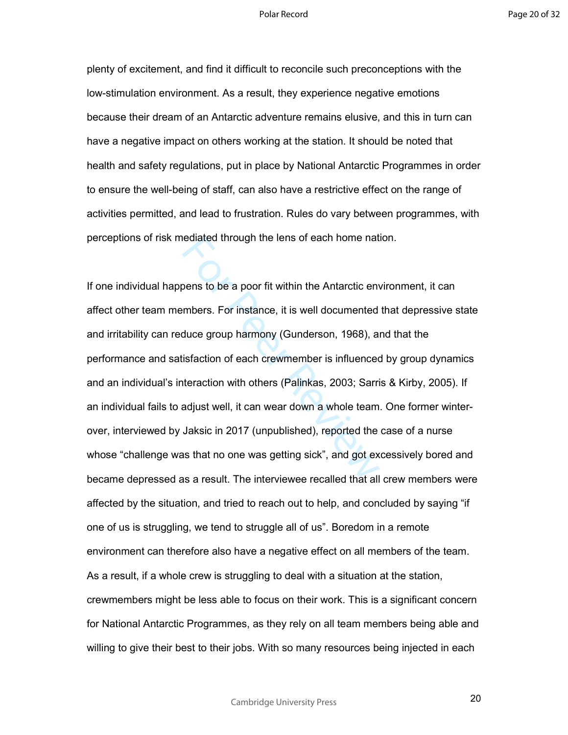plenty of excitement, and find it difficult to reconcile such preconceptions with the low-stimulation environment. As a result, they experience negative emotions because their dream of an Antarctic adventure remains elusive, and this in turn can have a negative impact on others working at the station. It should be noted that health and safety regulations, put in place by National Antarctic Programmes in order to ensure the well-being of staff, can also have a restrictive effect on the range of activities permitted, and lead to frustration. Rules do vary between programmes, with perceptions of risk mediated through the lens of each home nation.

If one individual happens to be a poor fit within the Antarctic environment, it can affect other team members. For instance, it is well documented that depressive state and irritability can reduce group harmony (Gunderson, 1968), and that the performance and satisfaction of each crewmember is influenced by group dynamics and an individual's interaction with others (Palinkas, 2003; Sarris & Kirby, 2005). If an individual fails to adjust well, it can wear down a whole team. One former winter-over, interviewed by Jaksic in 2017 (unpublished), reported the case of a nurse whose "challenge was that no one was getting sick", and got excessively bored and became depressed as a result. The interviewee recalled that all crew members were affected by the situation, and tried to reach out to help, and concluded by saying "if one of us is struggling, we tend to struggle all of us". Boredom in a remote environment can therefore also have a negative effect on all members of the team. As a result, if a whole crew is struggling to deal with a situation at the station, crewmembers might be less able to focus on their work. This is a significant concern for National Antarctic Programmes, as they rely on all team members being able and willing to give their best to their jobs. With so many resources being injected in each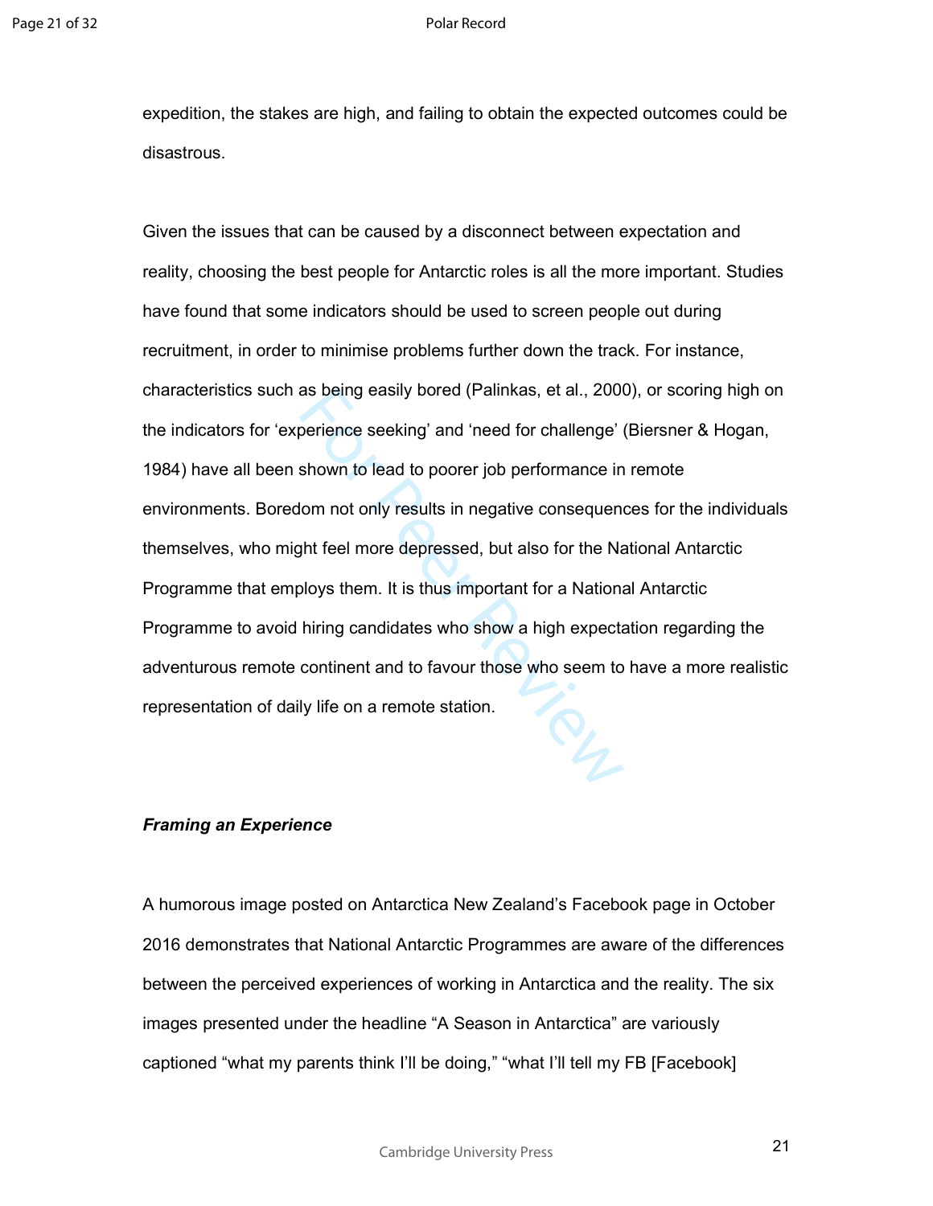expedition, the stakes are high, and failing to obtain the expected outcomes could be disastrous.

Given the issues that can be caused by a disconnect between expectation and reality, choosing the best people for Antarctic roles is all the more important. Studies have found that some indicators should be used to screen people out during recruitment, in order to minimise problems further down the track. For instance, characteristics such as being easily bored (Palinkas, et al., 2000), or scoring high on the indicators for 'experience seeking' and 'need for challenge' (Biersner & Hogan, 1984) have all been shown to lead to poorer job performance in remote environments. Boredom not only results in negative consequences for the individuals themselves, who might feel more depressed, but also for the National Antarctic Programme that employs them. It is thus important for a National Antarctic Programme to avoid hiring candidates who show a high expectation regarding the adventurous remote continent and to favour those who seem to have a more realistic representation of daily life on a remote station.

### *Framing an Experience*

A humorous image posted on Antarctica New Zealand's Facebook page in October 2016 demonstrates that National Antarctic Programmes are aware of the differences between the perceived experiences of working in Antarctica and the reality. The six images presented under the headline "A Season in Antarctica" are variously captioned "what my parents think I'll be doing," "what I'll tell my FB [Facebook]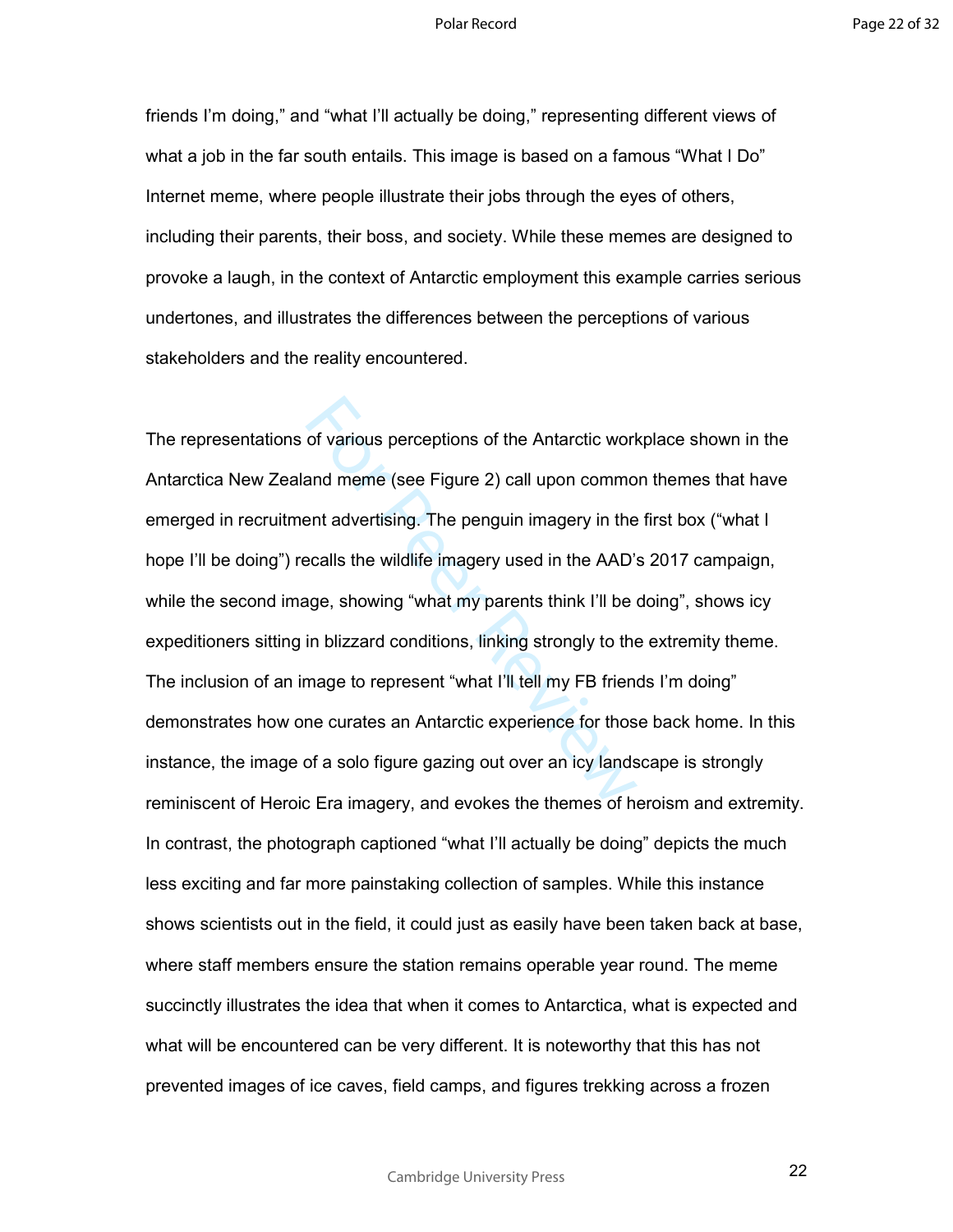friends I'm doing," and "what I'll actually be doing," representing different views of what a job in the far south entails. This image is based on a famous "What I Do" Internet meme, where people illustrate their jobs through the eyes of others, including their parents, their boss, and society. While these memes are designed to provoke a laugh, in the context of Antarctic employment this example carries serious undertones, and illustrates the differences between the perceptions of various stakeholders and the reality encountered.

The representations of various perceptions of the Antarctic workplace shown in the Antarctica New Zealand meme (see Figure 2) call upon common themes that have emerged in recruitment advertising. The penguin imagery in the first box ("what I hope I'll be doing") recalls the wildlife imagery used in the AAD's 2017 campaign, while the second image, showing "what my parents think I'll be doing", shows icy expeditioners sitting in blizzard conditions, linking strongly to the extremity theme. The inclusion of an image to represent "what I'll tell my FB friends I'm doing" demonstrates how one curates an Antarctic experience for those back home. In this instance, the image of a solo figure gazing out over an icy landscape is strongly reminiscent of Heroic Era imagery, and evokes the themes of heroism and extremity. In contrast, the photograph captioned "what I'll actually be doing" depicts the much less exciting and far more painstaking collection of samples. While this instance shows scientists out in the field, it could just as easily have been taken back at base, where staff members ensure the station remains operable year round. The meme succinctly illustrates the idea that when it comes to Antarctica, what is expected and what will be encountered can be very different. It is noteworthy that this has not prevented images of ice caves, field camps, and figures trekking across a frozen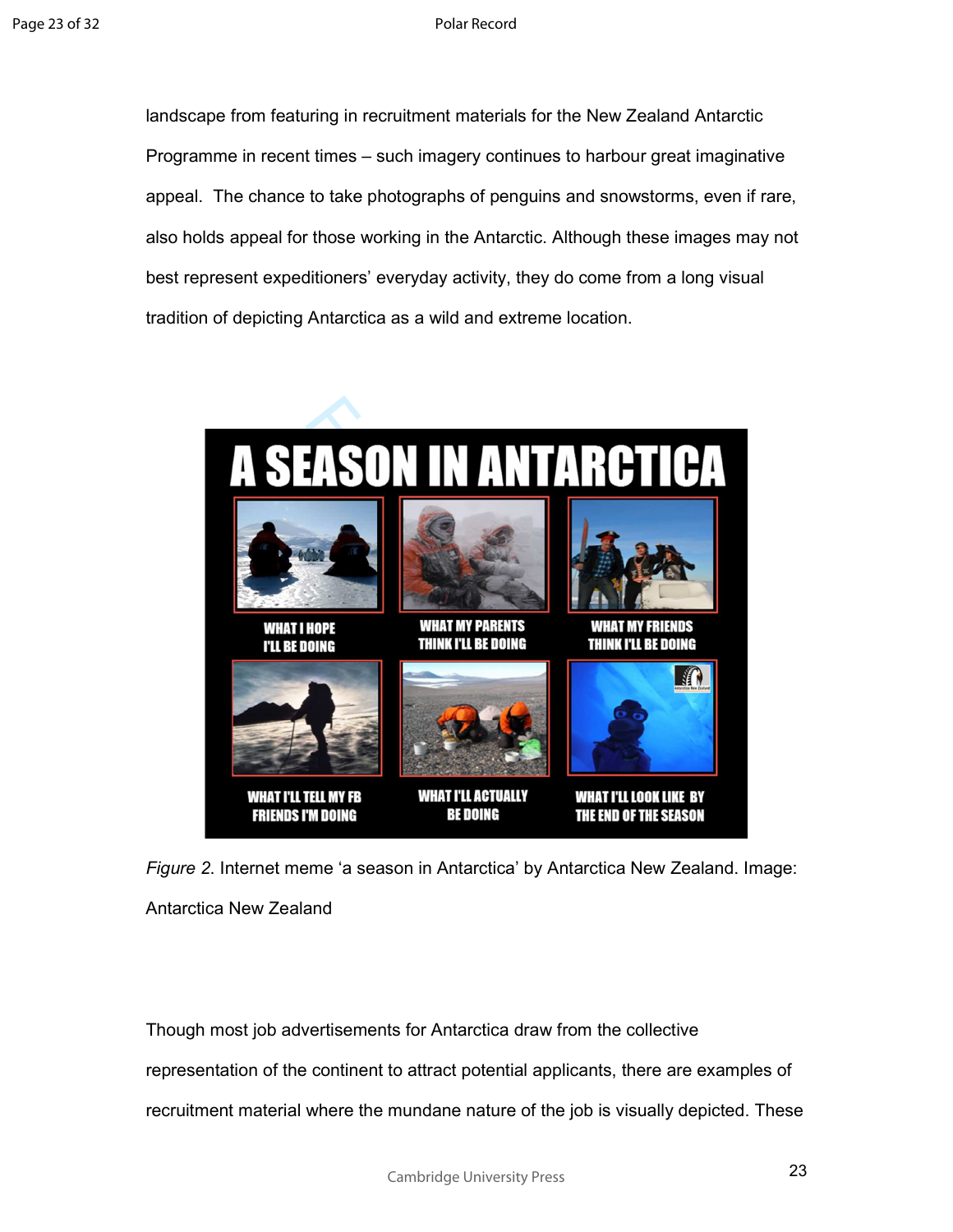landscape from featuring in recruitment materials for the New Zealand Antarctic Programme in recent times – such imagery continues to harbour great imaginative appeal. The chance to take photographs of penguins and snowstorms, even if rare, also holds appeal for those working in the Antarctic. Although these images may not best represent expeditioners' everyday activity, they do come from a long visual tradition of depicting Antarctica as a wild and extreme location.

*Figure 2*. Internet meme 'a season in Antarctica' by Antarctica New Zealand. Image: Antarctica New Zealand

Though most job advertisements for Antarctica draw from the collective representation of the continent to attract potential applicants, there are examples of recruitment material where the mundane nature of the job is visually depicted. These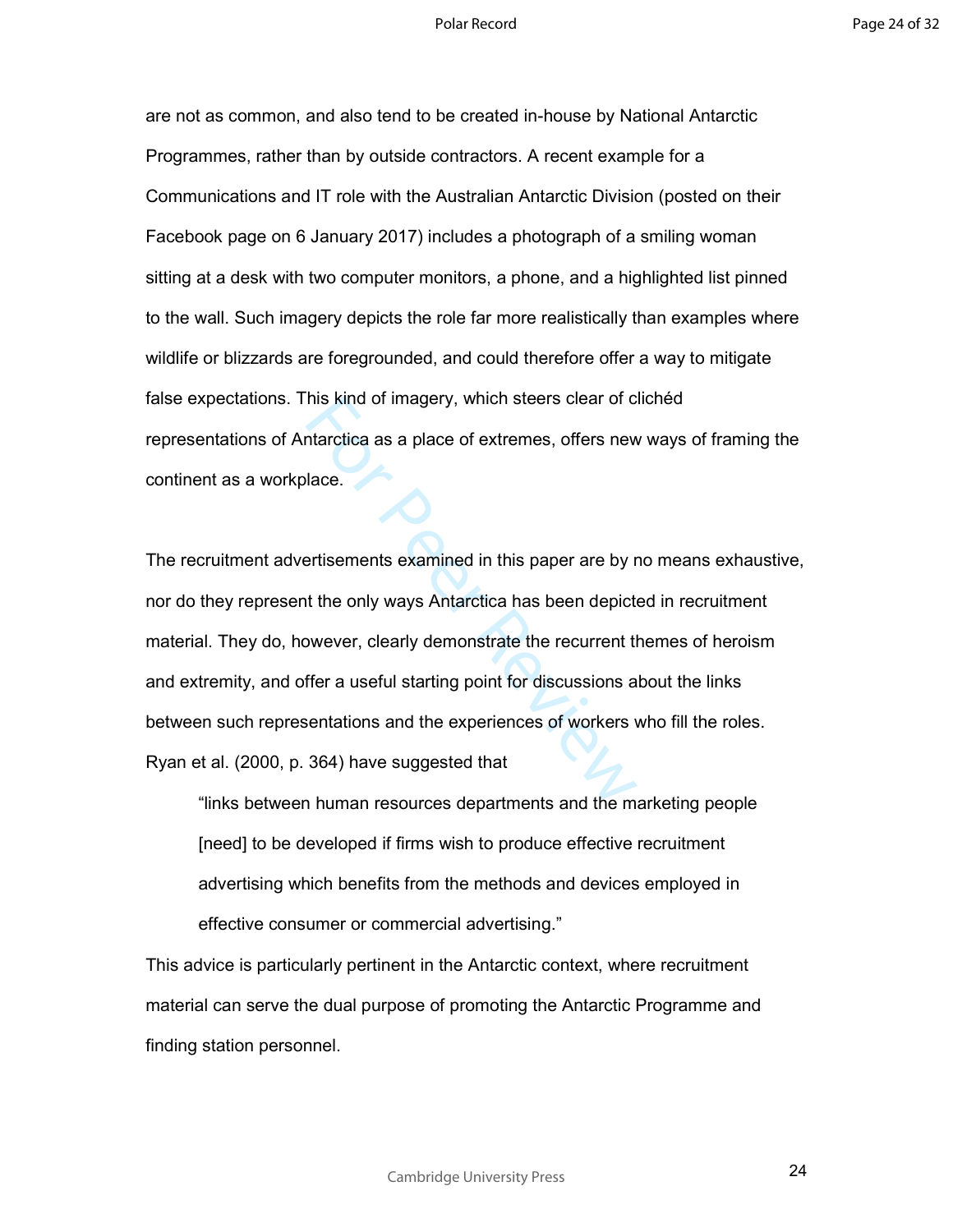are not as common, and also tend to be created in-house by National Antarctic Programmes, rather than by outside contractors. A recent example for a Communications and IT role with the Australian Antarctic Division (posted on their Facebook page on 6 January 2017) includes a photograph of a smiling woman sitting at a desk with two computer monitors, a phone, and a highlighted list pinned to the wall. Such imagery depicts the role far more realistically than examples where wildlife or blizzards are foregrounded, and could therefore offer a way to mitigate false expectations. This kind of imagery, which steers clear of clichéd representations of Antarctica as a place of extremes, offers new ways of framing the continent as a workplace.

The recruitment advertisements examined in this paper are by no means exhaustive, nor do they represent the only ways Antarctica has been depicted in recruitment material. They do, however, clearly demonstrate the recurrent themes of heroism and extremity, and offer a useful starting point for discussions about the links between such representations and the experiences of workers who fill the roles. Ryan et al. (2000, p. 364) have suggested that

> "links between human resources departments and the marketing people [need] to be developed if firms wish to produce effective recruitment advertising which benefits from the methods and devices employed in effective consumer or commercial advertising."

This advice is particularly pertinent in the Antarctic context, where recruitment material can serve the dual purpose of promoting the Antarctic Programme and finding station personnel.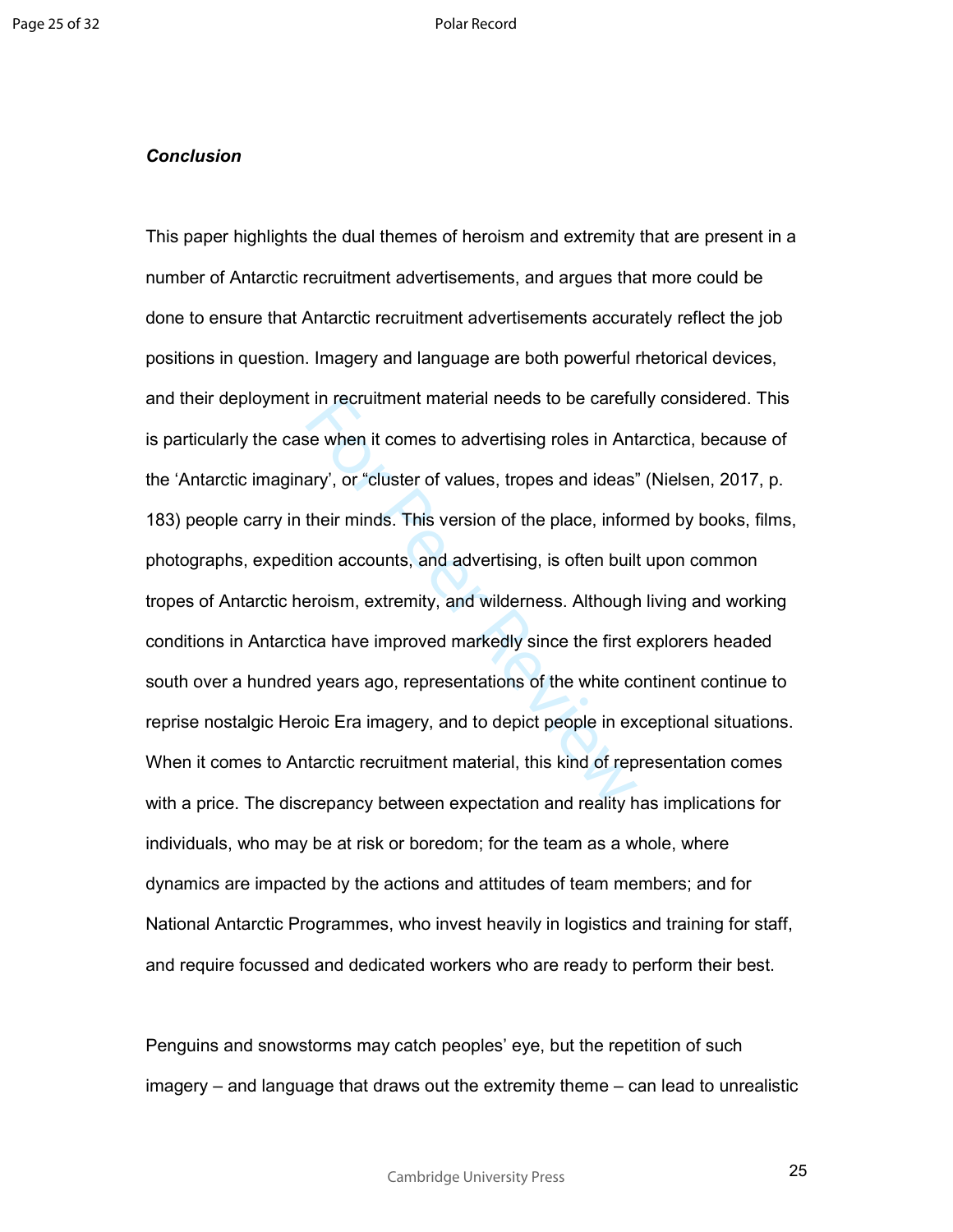***Conclusion***

This paper highlights the dual themes of heroism and extremity that are present in a number of Antarctic recruitment advertisements, and argues that more could be done to ensure that Antarctic recruitment advertisements accurately reflect the job positions in question. Imagery and language are both powerful rhetorical devices, and their deployment in recruitment material needs to be carefully considered. This is particularly the case when it comes to advertising roles in Antarctica, because of the 'Antarctic imaginary', or "cluster of values, tropes and ideas" (Nielsen, 2017, p. 183) people carry in their minds. This version of the place, informed by books, films, photographs, expedition accounts, and advertising, is often built upon common tropes of Antarctic heroism, extremity, and wilderness. Although living and working conditions in Antarctica have improved markedly since the first explorers headed south over a hundred years ago, representations of the white continent continue to reprise nostalgic Heroic Era imagery, and to depict people in exceptional situations. When it comes to Antarctic recruitment material, this kind of representation comes with a price. The discrepancy between expectation and reality has implications for individuals, who may be at risk or boredom; for the team as a whole, where dynamics are impacted by the actions and attitudes of team members; and for National Antarctic Programmes, who invest heavily in logistics and training for staff, and require focussed and dedicated workers who are ready to perform their best.

Penguins and snowstorms may catch peoples' eye, but the repetition of such imagery – and language that draws out the extremity theme – can lead to unrealistic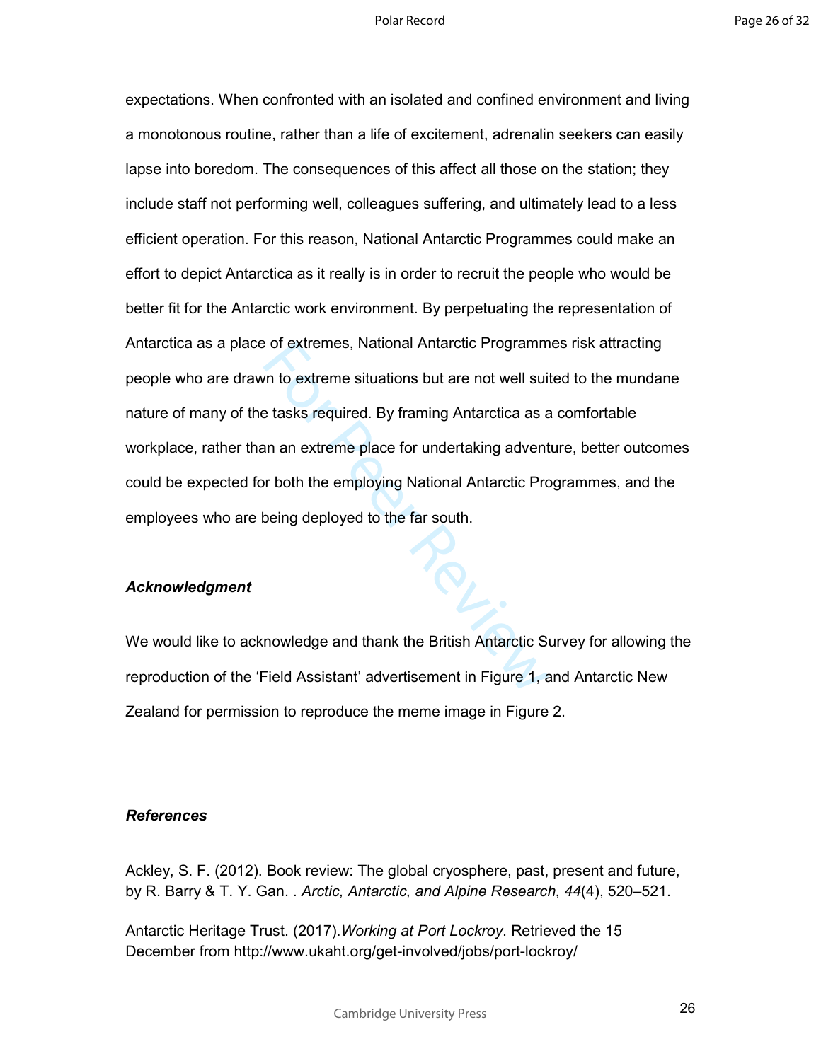expectations. When confronted with an isolated and confined environment and living a monotonous routine, rather than a life of excitement, adrenalin seekers can easily lapse into boredom. The consequences of this affect all those on the station; they include staff not performing well, colleagues suffering, and ultimately lead to a less efficient operation. For this reason, National Antarctic Programmes could make an effort to depict Antarctica as it really is in order to recruit the people who would be better fit for the Antarctic work environment. By perpetuating the representation of Antarctica as a place of extremes, National Antarctic Programmes risk attracting people who are drawn to extreme situations but are not well suited to the mundane nature of many of the tasks required. By framing Antarctica as a comfortable workplace, rather than an extreme place for undertaking adventure, better outcomes could be expected for both the employing National Antarctic Programmes, and the employees who are being deployed to the far south.

### *Acknowledgment*

We would like to acknowledge and thank the British Antarctic Survey for allowing the reproduction of the 'Field Assistant' advertisement in Figure 1, and Antarctic New Zealand for permission to reproduce the meme image in Figure 2.

### *References*

Ackley, S. F. (2012). Book review: The global cryosphere, past, present and future, by R. Barry & T. Y. Gan. . *Arctic, Antarctic, and Alpine Research*, *44*(4), 520–521.

Antarctic Heritage Trust. (2017).*Working at Port Lockroy*. Retrieved the 15 December from http://www.ukaht.org/get-involved/jobs/port-lockroy/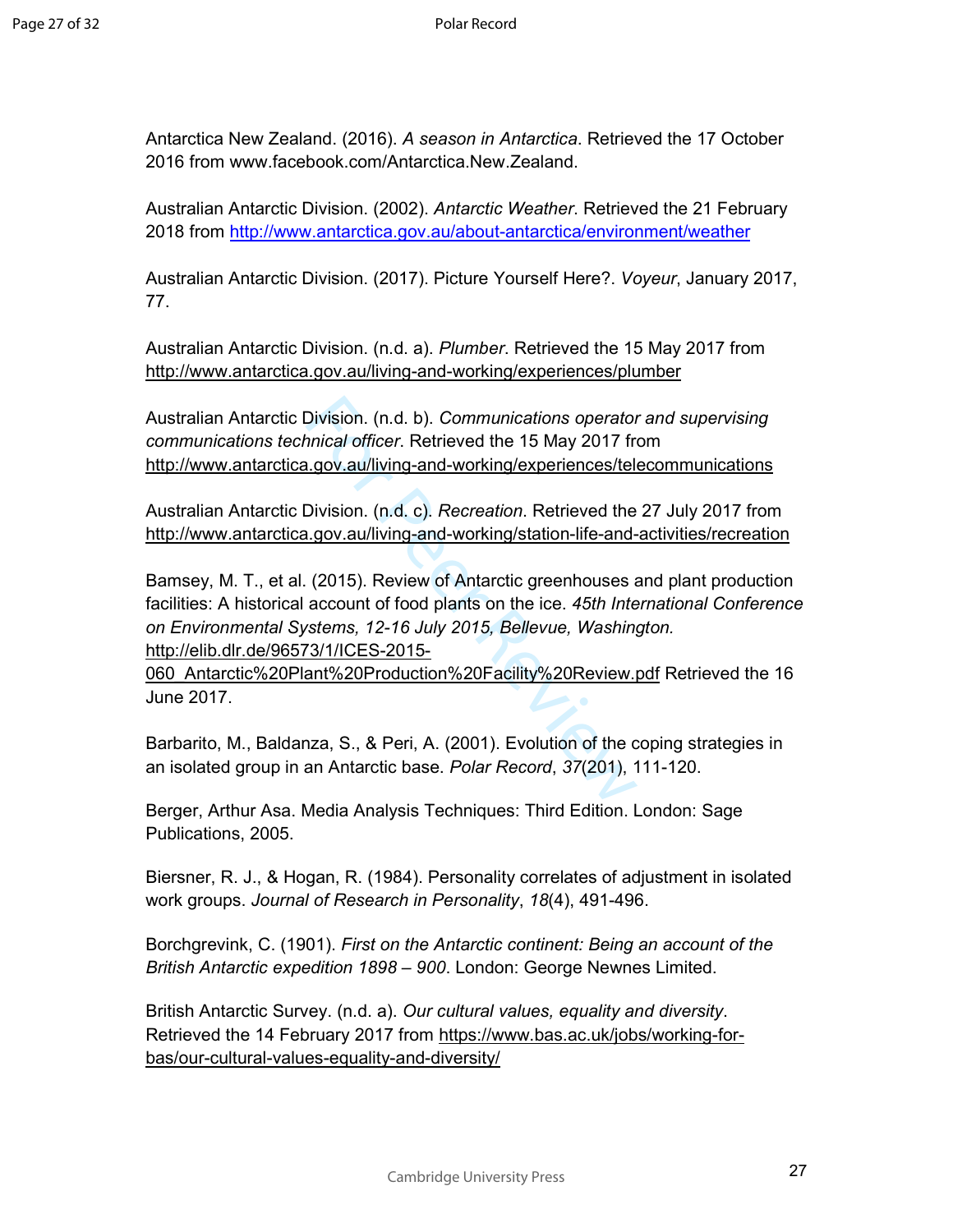Antarctica New Zealand. (2016). *A season in Antarctica*. Retrieved the 17 October 2016 from www.facebook.com/Antarctica.New.Zealand.

Australian Antarctic Division. (2002). *Antarctic Weather*. Retrieved the 21 February 2018 from http://www.antarctica.gov.au/about-antarctica/environment/weather

Australian Antarctic Division. (2017). Picture Yourself Here?. *Voyeur*, January 2017, 77.

Australian Antarctic Division. (n.d. a). *Plumber*. Retrieved the 15 May 2017 from http://www.antarctica.gov.au/living-and-working/experiences/plumber

Australian Antarctic Division. (n.d. b). *Communications operator and supervising communications technical officer*. Retrieved the 15 May 2017 from http://www.antarctica.gov.au/living-and-working/experiences/telecommunications

Australian Antarctic Division. (n.d. c). *Recreation*. Retrieved the 27 July 2017 from http://www.antarctica.gov.au/living-and-working/station-life-and-activities/recreation

Bamsey, M. T., et al. (2015). Review of Antarctic greenhouses and plant production facilities: A historical account of food plants on the ice. *45th International Conference on Environmental Systems, 12-16 July 2015, Bellevue, Washington.* http://elib.dlr.de/96573/1/ICES-2015-060_Antarctic%20Plant%20Production%20Facility%20Review.pdf Retrieved the 16 June 2017.

Barbarito, M., Baldanza, S., & Peri, A. (2001). Evolution of the coping strategies in an isolated group in an Antarctic base. *Polar Record*, *37*(201), 111-120.

Berger, Arthur Asa. Media Analysis Techniques: Third Edition. London: Sage Publications, 2005.

Biersner, R. J., & Hogan, R. (1984). Personality correlates of adjustment in isolated work groups. *Journal of Research in Personality*, *18*(4), 491-496.

Borchgrevink, C. (1901). *First on the Antarctic continent: Being an account of the British Antarctic expedition 1898 – 900*. London: George Newnes Limited.

British Antarctic Survey. (n.d. a). *Our cultural values, equality and diversity*. Retrieved the 14 February 2017 from https://www.bas.ac.uk/jobs/working-for-bas/our-cultural-values-equality-and-diversity/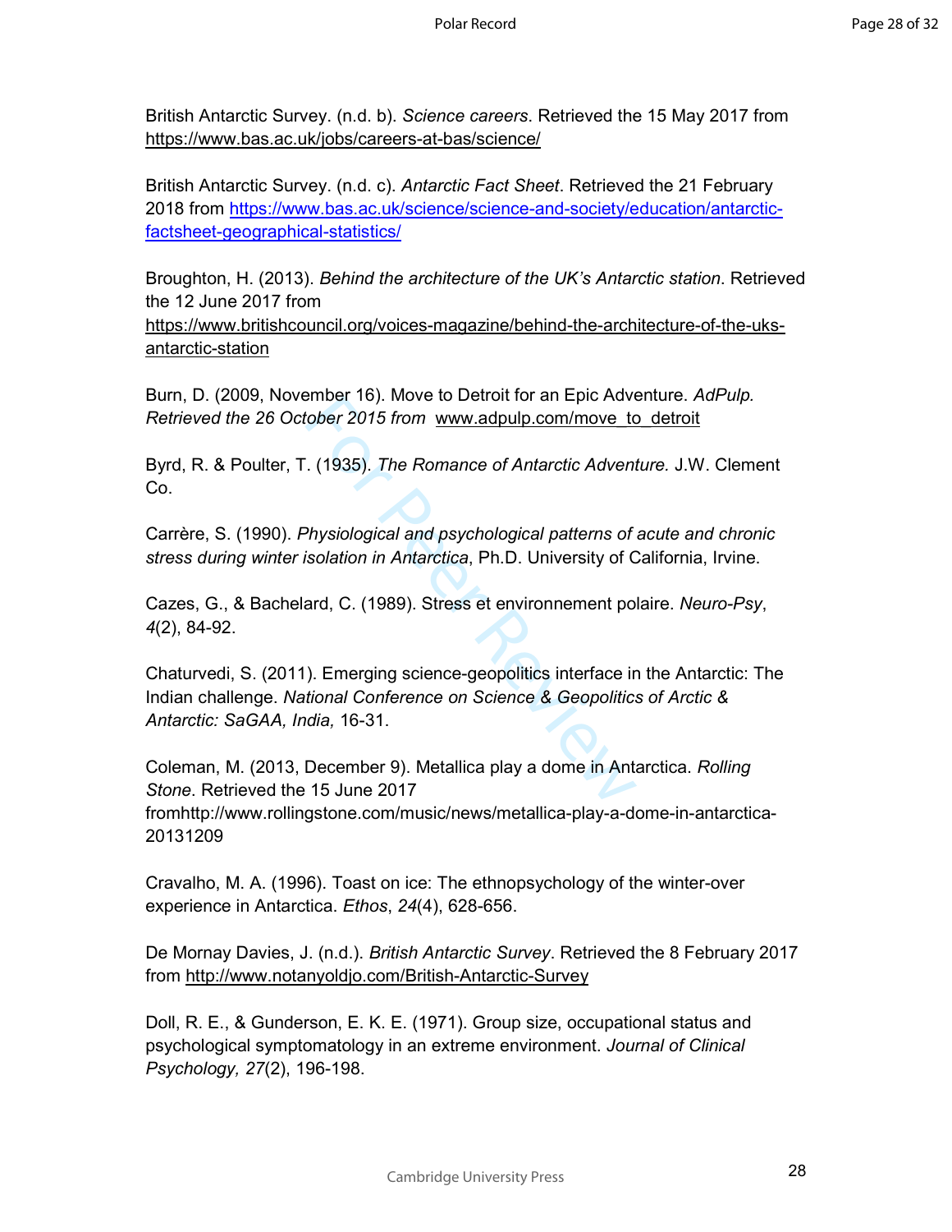British Antarctic Survey. (n.d. b). *Science careers*. Retrieved the 15 May 2017 from https://www.bas.ac.uk/jobs/careers-at-bas/science/

British Antarctic Survey. (n.d. c). *Antarctic Fact Sheet*. Retrieved the 21 February 2018 from https://www.bas.ac.uk/science/science-and-society/education/antarctic-factsheet-geographical-statistics/

Broughton, H. (2013). *Behind the architecture of the UK's Antarctic station*. Retrieved the 12 June 2017 from https://www.britishcouncil.org/voices-magazine/behind-the-architecture-of-the-uks-antarctic-station

Burn, D. (2009, November 16). Move to Detroit for an Epic Adventure. *AdPulp. Retrieved the 26 October 2015 from* www.adpulp.com/move_to_detroit

Byrd, R. & Poulter, T. (1935). *The Romance of Antarctic Adventure.* J.W. Clement Co.

Carrère, S. (1990). *Physiological and psychological patterns of acute and chronic stress during winter isolation in Antarctica*, Ph.D. University of California, Irvine.

Cazes, G., & Bachelard, C. (1989). Stress et environnement polaire. *Neuro-Psy*, *4*(2), 84-92.

Chaturvedi, S. (2011). Emerging science-geopolitics interface in the Antarctic: The Indian challenge. *National Conference on Science & Geopolitics of Arctic & Antarctic: SaGAA, India,* 16-31.

Coleman, M. (2013, December 9). Metallica play a dome in Antarctica. *Rolling Stone*. Retrieved the 15 June 2017 fromhttp://www.rollingstone.com/music/news/metallica-play-a-dome-in-antarctica-20131209

Cravalho, M. A. (1996). Toast on ice: The ethnopsychology of the winter-over experience in Antarctica. *Ethos*, *24*(4), 628-656.

De Mornay Davies, J. (n.d.). *British Antarctic Survey*. Retrieved the 8 February 2017 from http://www.notanyoldjo.com/British-Antarctic-Survey

Doll, R. E., & Gunderson, E. K. E. (1971). Group size, occupational status and psychological symptomatology in an extreme environment. *Journal of Clinical Psychology, 27*(2), 196-198.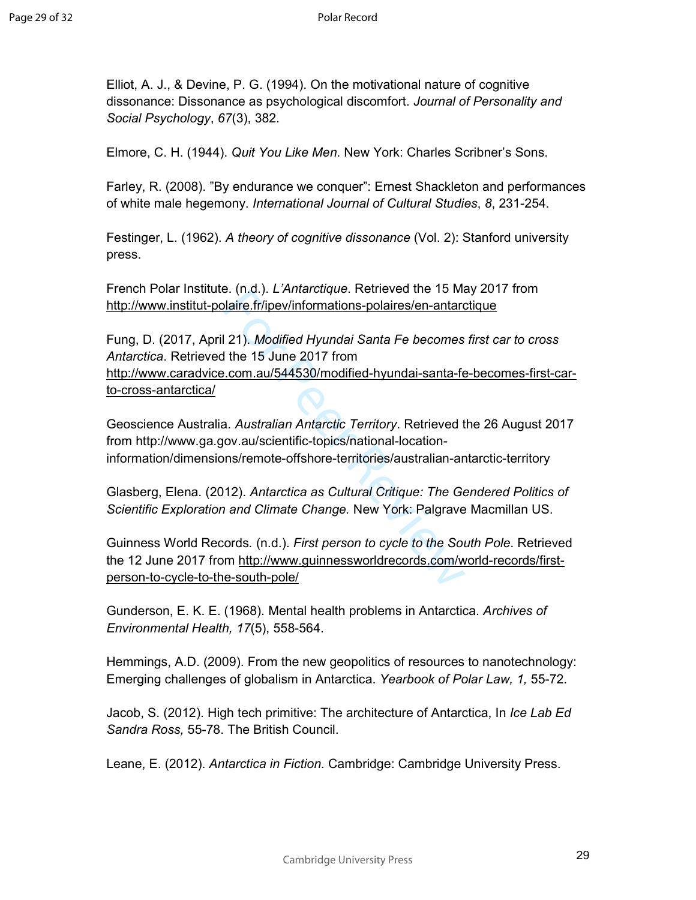Elliot, A. J., & Devine, P. G. (1994). On the motivational nature of cognitive dissonance: Dissonance as psychological discomfort. *Journal of Personality and Social Psychology*, *67*(3), 382.

Elmore, C. H. (1944). *Quit You Like Men*. New York: Charles Scribner's Sons.

Farley, R. (2008). "By endurance we conquer": Ernest Shackleton and performances of white male hegemony. *International Journal of Cultural Studies*, *8*, 231-254.

Festinger, L. (1962). *A theory of cognitive dissonance* (Vol. 2): Stanford university press.

French Polar Institute. (n.d.). *L'Antarctique*. Retrieved the 15 May 2017 from http://www.institut-polaire.fr/ipev/informations-polaires/en-antarctique

Fung, D. (2017, April 21). *Modified Hyundai Santa Fe becomes first car to cross Antarctica*. Retrieved the 15 June 2017 from http://www.caradvice.com.au/544530/modified-hyundai-santa-fe-becomes-first-car-to-cross-antarctica/

Geoscience Australia. *Australian Antarctic Territory*. Retrieved the 26 August 2017 from http://www.ga.gov.au/scientific-topics/national-location-information/dimensions/remote-offshore-territories/australian-antarctic-territory

Glasberg, Elena. (2012). *Antarctica as Cultural Critique: The Gendered Politics of Scientific Exploration and Climate Change.* New York: Palgrave Macmillan US.

Guinness World Records. (n.d.). *First person to cycle to the South Pole*. Retrieved the 12 June 2017 from http://www.guinnessworldrecords.com/world-records/first-person-to-cycle-to-the-south-pole/

Gunderson, E. K. E. (1968). Mental health problems in Antarctica. *Archives of Environmental Health, 17*(5), 558-564.

Hemmings, A.D. (2009). From the new geopolitics of resources to nanotechnology: Emerging challenges of globalism in Antarctica. *Yearbook of Polar Law, 1,* 55-72.

Jacob, S. (2012). High tech primitive: The architecture of Antarctica, In *Ice Lab Ed Sandra Ross,* 55-78. The British Council.

Leane, E. (2012). *Antarctica in Fiction*. Cambridge: Cambridge University Press.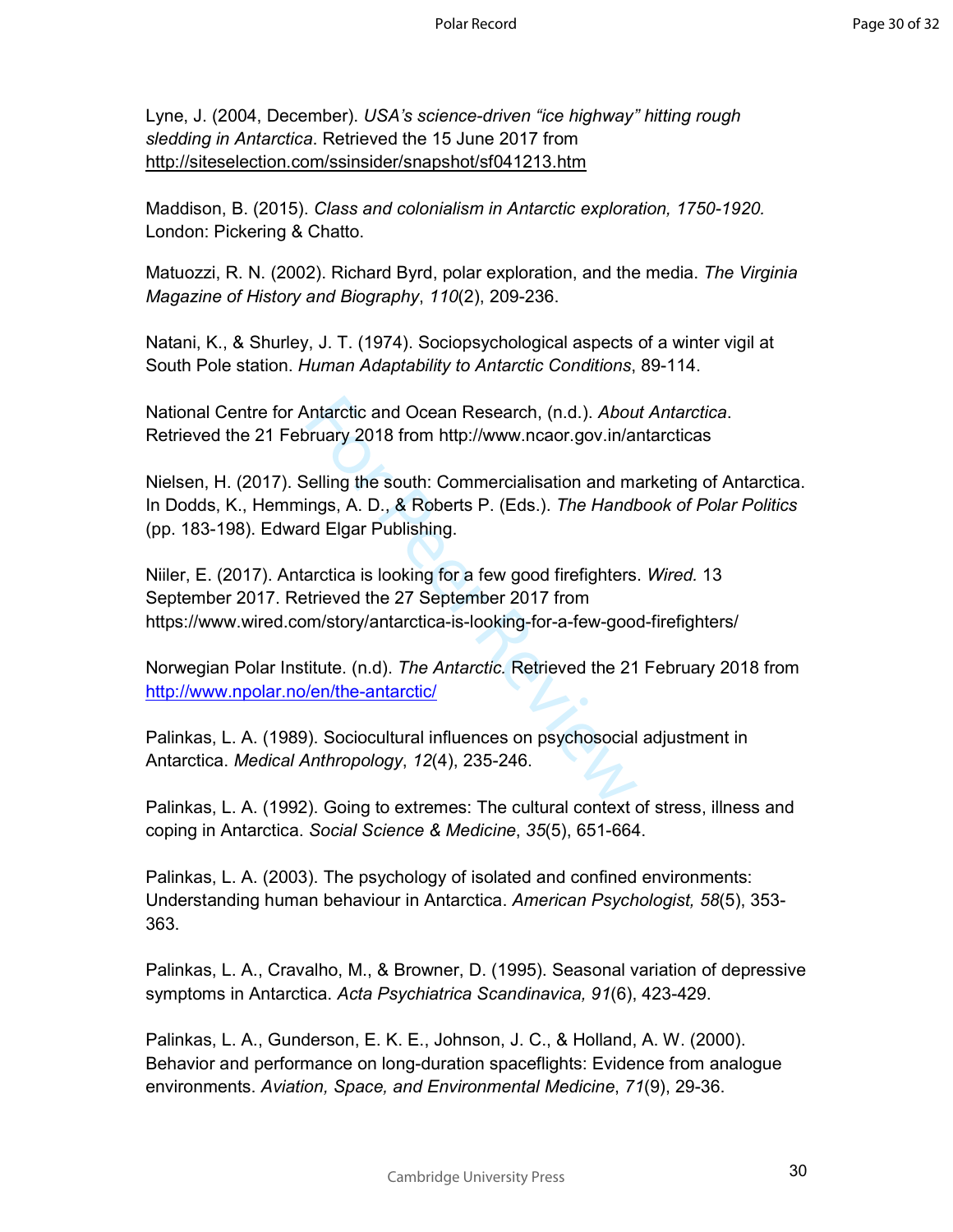Lyne, J. (2004, December). *USA's science-driven "ice highway" hitting rough sledding in Antarctica*. Retrieved the 15 June 2017 from http://siteselection.com/ssinsider/snapshot/sf041213.htm

Maddison, B. (2015). *Class and colonialism in Antarctic exploration, 1750-1920.* London: Pickering & Chatto.

Matuozzi, R. N. (2002). Richard Byrd, polar exploration, and the media. *The Virginia Magazine of History and Biography*, *110*(2), 209-236.

Natani, K., & Shurley, J. T. (1974). Sociopsychological aspects of a winter vigil at South Pole station. *Human Adaptability to Antarctic Conditions*, 89-114.

National Centre for Antarctic and Ocean Research, (n.d.). *About Antarctica*. Retrieved the 21 February 2018 from http://www.ncaor.gov.in/antarcticas

Nielsen, H. (2017). Selling the south: Commercialisation and marketing of Antarctica. In Dodds, K., Hemmings, A. D., & Roberts P. (Eds.). *The Handbook of Polar Politics* (pp. 183-198). Edward Elgar Publishing.

Niiler, E. (2017). Antarctica is looking for a few good firefighters. *Wired.* 13 September 2017. Retrieved the 27 September 2017 from https://www.wired.com/story/antarctica-is-looking-for-a-few-good-firefighters/

Norwegian Polar Institute. (n.d). *The Antarctic.* Retrieved the 21 February 2018 from http://www.npolar.no/en/the-antarctic/

Palinkas, L. A. (1989). Sociocultural influences on psychosocial adjustment in Antarctica. *Medical Anthropology*, *12*(4), 235-246.

Palinkas, L. A. (1992). Going to extremes: The cultural context of stress, illness and coping in Antarctica. *Social Science & Medicine*, *35*(5), 651-664.

Palinkas, L. A. (2003). The psychology of isolated and confined environments: Understanding human behaviour in Antarctica. *American Psychologist, 58*(5), 353-363.

Palinkas, L. A., Cravalho, M., & Browner, D. (1995). Seasonal variation of depressive symptoms in Antarctica. *Acta Psychiatrica Scandinavica, 91*(6), 423-429.

Palinkas, L. A., Gunderson, E. K. E., Johnson, J. C., & Holland, A. W. (2000). Behavior and performance on long-duration spaceflights: Evidence from analogue environments. *Aviation, Space, and Environmental Medicine*, *71*(9), 29-36.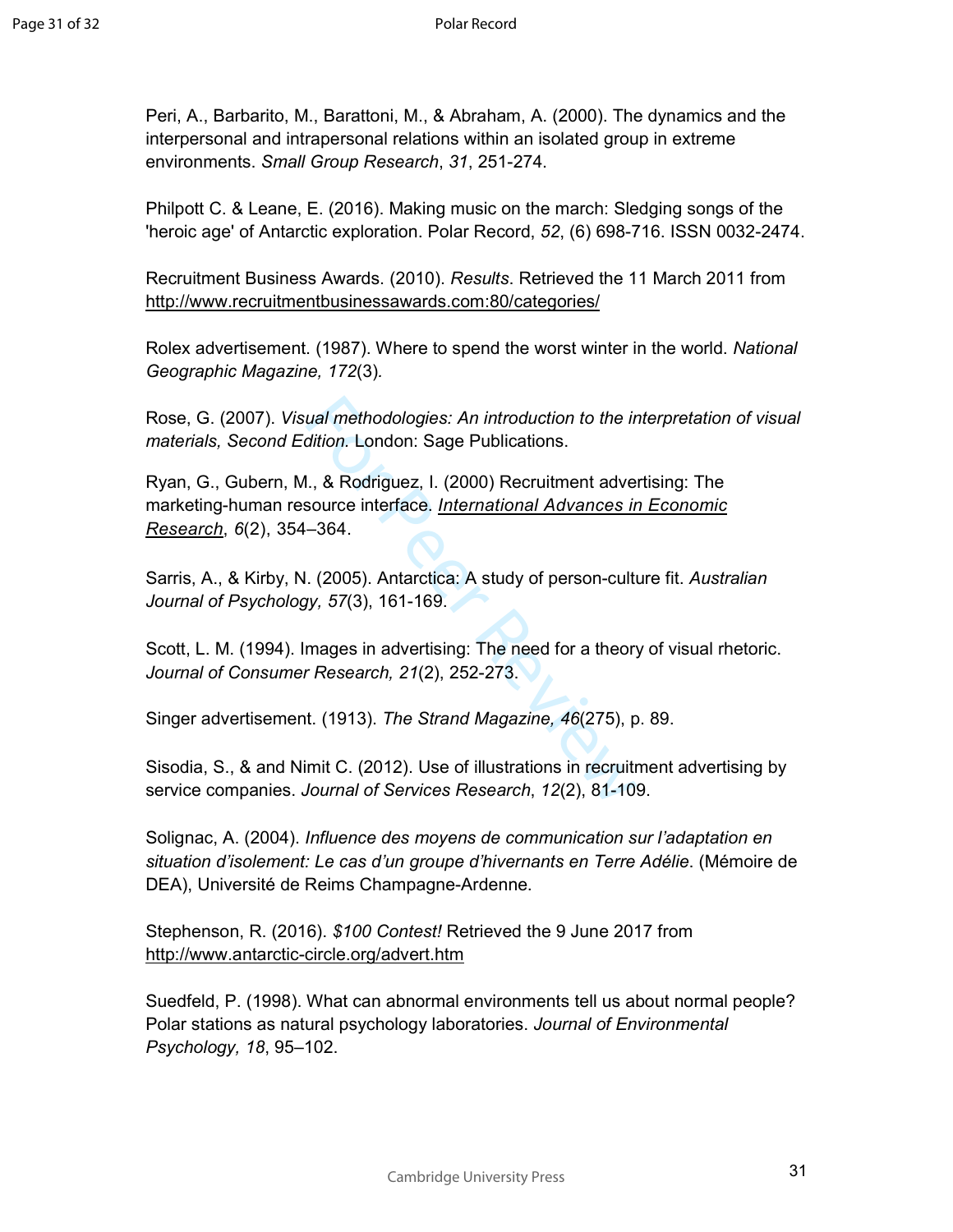Peri, A., Barbarito, M., Barattoni, M., & Abraham, A. (2000). The dynamics and the interpersonal and intrapersonal relations within an isolated group in extreme environments. *Small Group Research*, *31*, 251-274.

Philpott C. & Leane, E. (2016). Making music on the march: Sledging songs of the 'heroic age' of Antarctic exploration. Polar Record, *52*, (6) 698-716. ISSN 0032-2474.

Recruitment Business Awards. (2010). *Results*. Retrieved the 11 March 2011 from http://www.recruitmentbusinessawards.com:80/categories/

Rolex advertisement. (1987). Where to spend the worst winter in the world. *National Geographic Magazine, 172*(3).

Rose, G. (2007). *Visual methodologies: An introduction to the interpretation of visual materials, Second Edition*. London: Sage Publications.

Ryan, G., Gubern, M., & Rodriguez, I. (2000) Recruitment advertising: The marketing-human resource interface. *International Advances in Economic Research*, *6*(2), 354–364.

Sarris, A., & Kirby, N. (2005). Antarctica: A study of person-culture fit. *Australian Journal of Psychology, 57*(3), 161-169.

Scott, L. M. (1994). Images in advertising: The need for a theory of visual rhetoric. *Journal of Consumer Research, 21*(2), 252-273.

Singer advertisement. (1913). *The Strand Magazine, 46*(275), p. 89.

Sisodia, S., & and Nimit C. (2012). Use of illustrations in recruitment advertising by service companies. *Journal of Services Research*, *12*(2), 81-109.

Solignac, A. (2004). *Influence des moyens de communication sur l'adaptation en situation d'isolement: Le cas d'un groupe d'hivernants en Terre Adélie*. (Mémoire de DEA), Université de Reims Champagne-Ardenne.

Stephenson, R. (2016). *$100 Contest!* Retrieved the 9 June 2017 from http://www.antarctic-circle.org/advert.htm

Suedfeld, P. (1998). What can abnormal environments tell us about normal people? Polar stations as natural psychology laboratories. *Journal of Environmental Psychology, 18*, 95–102.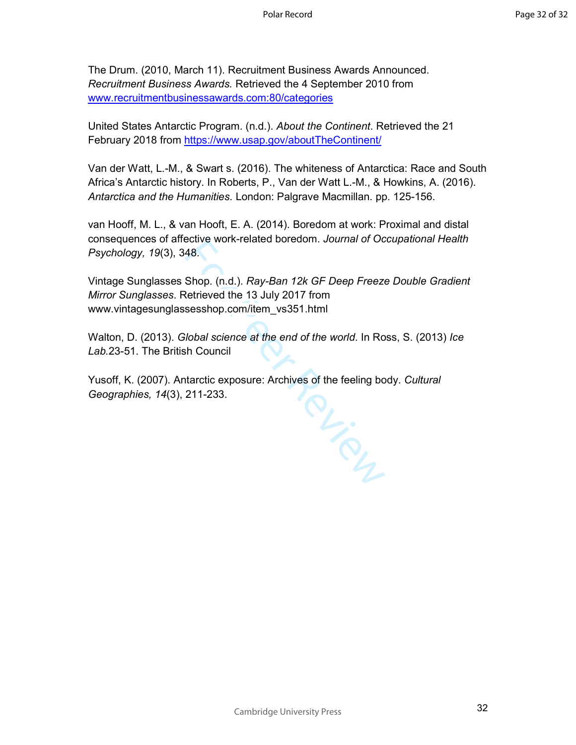The Drum. (2010, March 11). Recruitment Business Awards Announced. *Recruitment Business Awards.* Retrieved the 4 September 2010 from www.recruitmentbusinessawards.com:80/categories

United States Antarctic Program. (n.d.). *About the Continent*. Retrieved the 21 February 2018 from https://www.usap.gov/aboutTheContinent/

Van der Watt, L.-M., & Swart s. (2016). The whiteness of Antarctica: Race and South Africa's Antarctic history. In Roberts, P., Van der Watt L.-M., & Howkins, A. (2016). *Antarctica and the Humanities*. London: Palgrave Macmillan. pp. 125-156.

van Hooff, M. L., & van Hooft, E. A. (2014). Boredom at work: Proximal and distal consequences of affective work-related boredom. *Journal of Occupational Health Psychology, 19*(3), 348.

Vintage Sunglasses Shop. (n.d.). *Ray-Ban 12k GF Deep Freeze Double Gradient Mirror Sunglasses*. Retrieved the 13 July 2017 from www.vintagesunglassesshop.com/item_vs351.html

Walton, D. (2013). *Global science at the end of the world*. In Ross, S. (2013) *Ice Lab.*23-51. The British Council

Yusoff, K. (2007). Antarctic exposure: Archives of the feeling body. *Cultural Geographies, 14*(3), 211-233.